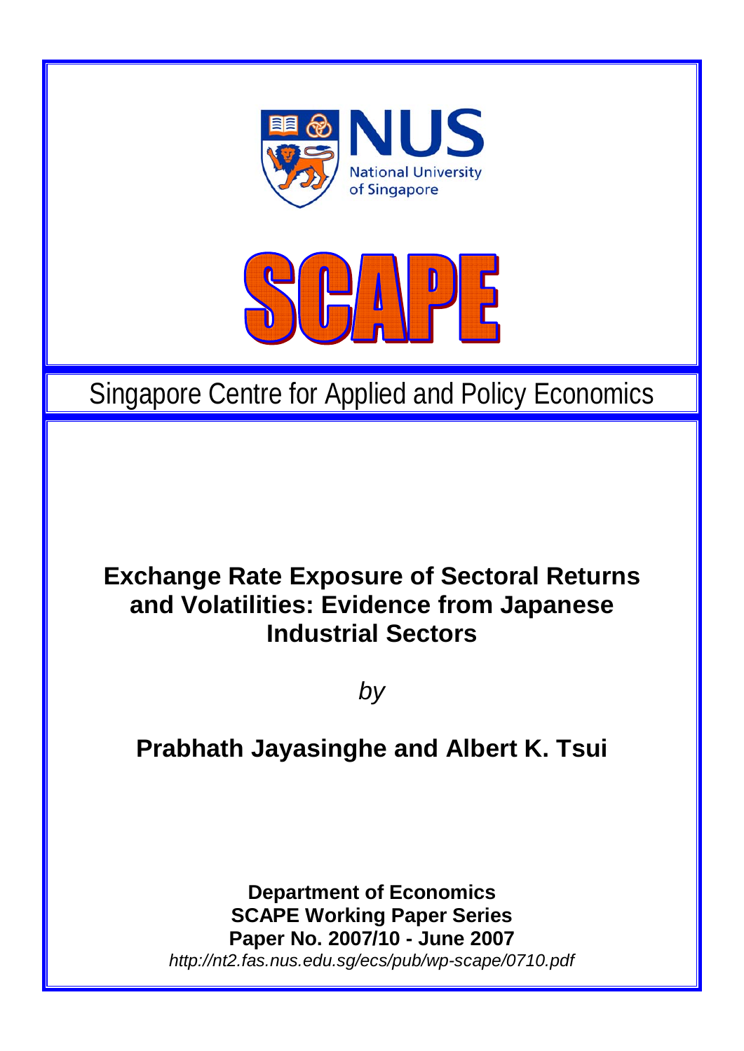NUS

National University of Singapore

SCAPE

Singapore Centre for Applied and Policy Economics

# Exchange Rate Exposure of Sectoral Returns and Volatilities: Evidence from Japanese Industrial Sectors

*by*

## Prabhath Jayasinghe and Albert K. Tsui

**Department of Economics**
**SCAPE Working Paper Series**
**Paper No. 2007/10 - June 2007**
*http://nt2.fas.nus.edu.sg/ecs/pub/wp-scape/0710.pdf*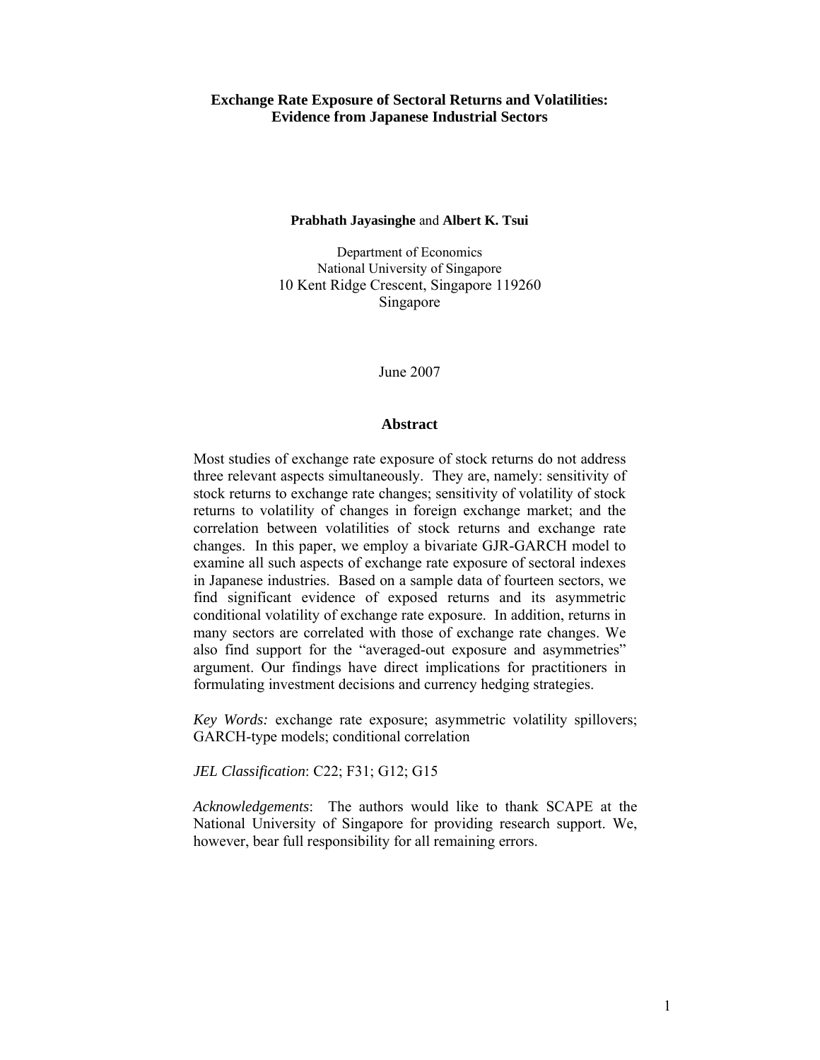**Exchange Rate Exposure of Sectoral Returns and Volatilities: Evidence from Japanese Industrial Sectors**

**Prabhath Jayasinghe** and **Albert K. Tsui**

Department of Economics
National University of Singapore
10 Kent Ridge Crescent, Singapore 119260
Singapore

June 2007

## Abstract

Most studies of exchange rate exposure of stock returns do not address three relevant aspects simultaneously. They are, namely: sensitivity of stock returns to exchange rate changes; sensitivity of volatility of stock returns to volatility of changes in foreign exchange market; and the correlation between volatilities of stock returns and exchange rate changes. In this paper, we employ a bivariate GJR-GARCH model to examine all such aspects of exchange rate exposure of sectoral indexes in Japanese industries. Based on a sample data of fourteen sectors, we find significant evidence of exposed returns and its asymmetric conditional volatility of exchange rate exposure. In addition, returns in many sectors are correlated with those of exchange rate changes. We also find support for the "averaged-out exposure and asymmetries" argument. Our findings have direct implications for practitioners in formulating investment decisions and currency hedging strategies.

*Key Words:* exchange rate exposure; asymmetric volatility spillovers; GARCH-type models; conditional correlation

*JEL Classification*: C22; F31; G12; G15

*Acknowledgements*: The authors would like to thank SCAPE at the National University of Singapore for providing research support. We, however, bear full responsibility for all remaining errors.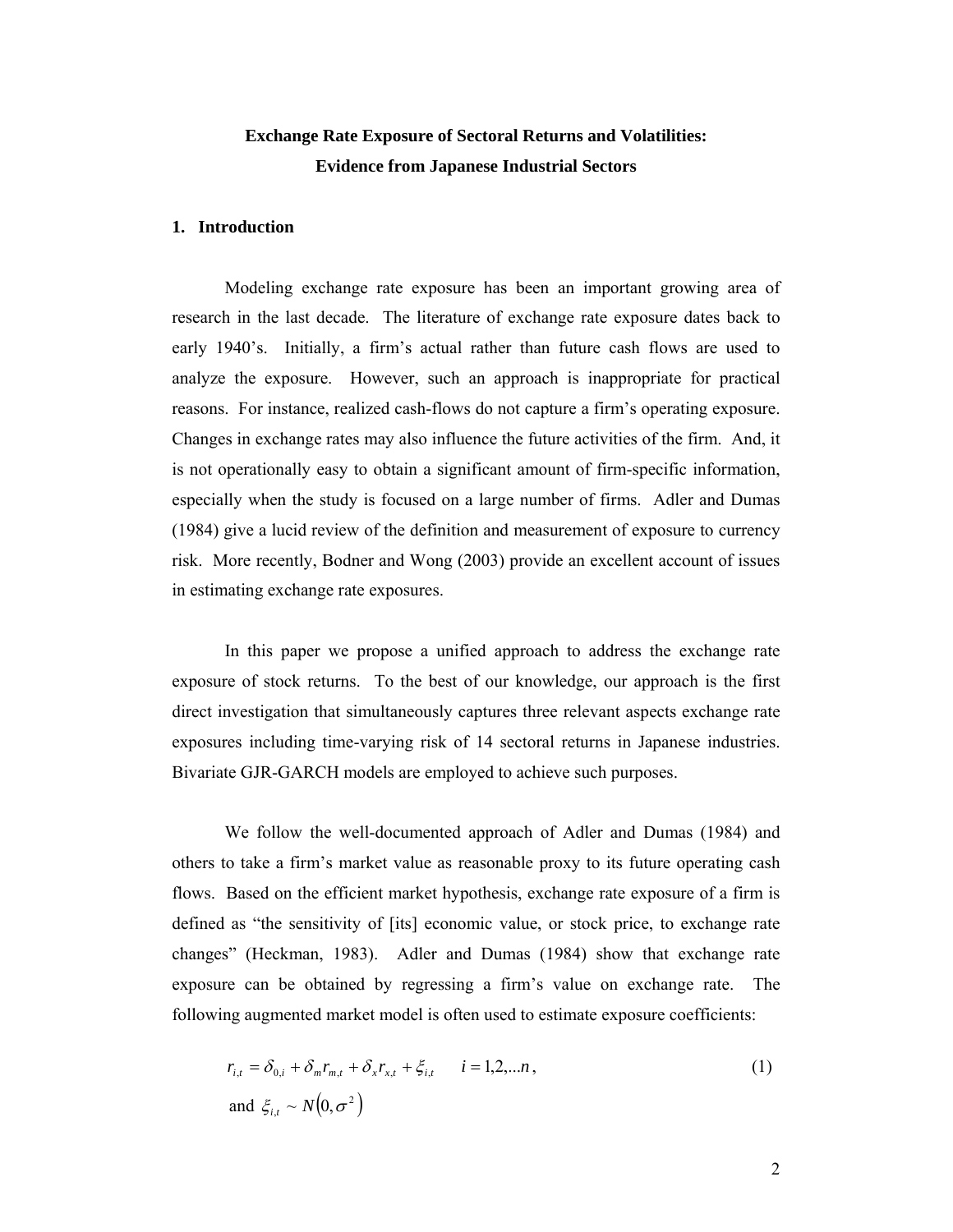**Exchange Rate Exposure of Sectoral Returns and Volatilities: Evidence from Japanese Industrial Sectors**

## 1. Introduction

Modeling exchange rate exposure has been an important growing area of research in the last decade. The literature of exchange rate exposure dates back to early 1940's. Initially, a firm's actual rather than future cash flows are used to analyze the exposure. However, such an approach is inappropriate for practical reasons. For instance, realized cash-flows do not capture a firm's operating exposure. Changes in exchange rates may also influence the future activities of the firm. And, it is not operationally easy to obtain a significant amount of firm-specific information, especially when the study is focused on a large number of firms. Adler and Dumas (1984) give a lucid review of the definition and measurement of exposure to currency risk. More recently, Bodner and Wong (2003) provide an excellent account of issues in estimating exchange rate exposures.

In this paper we propose a unified approach to address the exchange rate exposure of stock returns. To the best of our knowledge, our approach is the first direct investigation that simultaneously captures three relevant aspects exchange rate exposures including time-varying risk of 14 sectoral returns in Japanese industries. Bivariate GJR-GARCH models are employed to achieve such purposes.

We follow the well-documented approach of Adler and Dumas (1984) and others to take a firm's market value as reasonable proxy to its future operating cash flows. Based on the efficient market hypothesis, exchange rate exposure of a firm is defined as "the sensitivity of [its] economic value, or stock price, to exchange rate changes" (Heckman, 1983). Adler and Dumas (1984) show that exchange rate exposure can be obtained by regressing a firm's value on exchange rate. The following augmented market model is often used to estimate exposure coefficients:

$$r_{i,t} = \delta_{0,i} + \delta_m r_{m,t} + \delta_x r_{x,t} + \xi_{i,t} \qquad i = 1,2,...n, \tag{1}$$

and $\xi_{i,t} \sim N(0, \sigma^2)$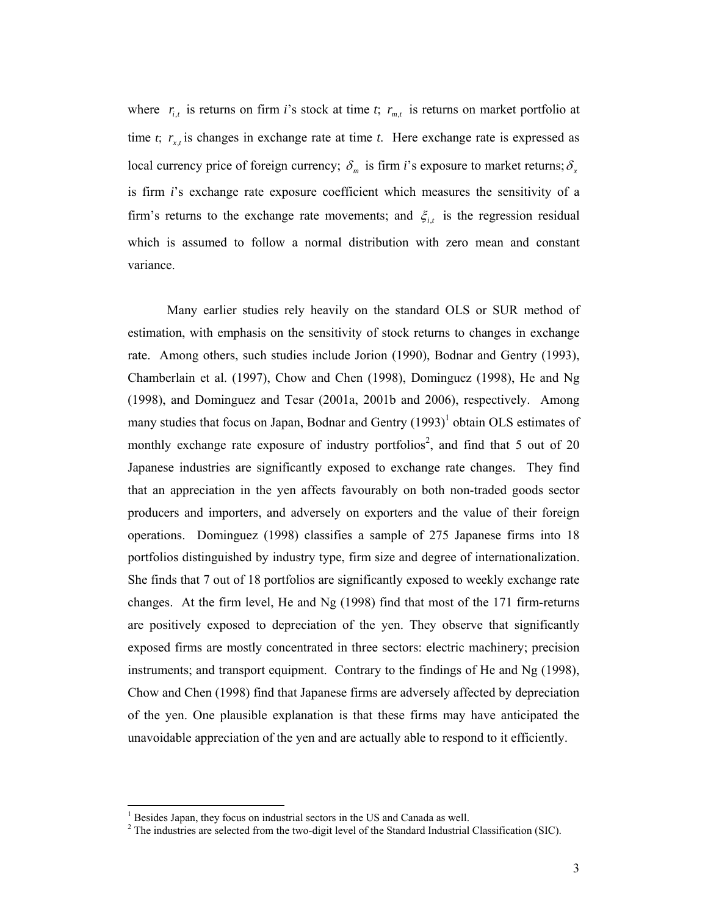where $r_{i,t}$ is returns on firm *i*'s stock at time *t*; $r_{m,t}$ is returns on market portfolio at time *t*; $r_{x,t}$ is changes in exchange rate at time *t*. Here exchange rate is expressed as local currency price of foreign currency; $\delta_m$ is firm *i*'s exposure to market returns; $\delta_x$ is firm *i*'s exchange rate exposure coefficient which measures the sensitivity of a firm's returns to the exchange rate movements; and $\xi_{i,t}$ is the regression residual which is assumed to follow a normal distribution with zero mean and constant variance.

Many earlier studies rely heavily on the standard OLS or SUR method of estimation, with emphasis on the sensitivity of stock returns to changes in exchange rate. Among others, such studies include Jorion (1990), Bodnar and Gentry (1993), Chamberlain et al. (1997), Chow and Chen (1998), Dominguez (1998), He and Ng (1998), and Dominguez and Tesar (2001a, 2001b and 2006), respectively. Among many studies that focus on Japan, Bodnar and Gentry (1993)[1] obtain OLS estimates of monthly exchange rate exposure of industry portfolios[2], and find that 5 out of 20 Japanese industries are significantly exposed to exchange rate changes. They find that an appreciation in the yen affects favourably on both non-traded goods sector producers and importers, and adversely on exporters and the value of their foreign operations. Dominguez (1998) classifies a sample of 275 Japanese firms into 18 portfolios distinguished by industry type, firm size and degree of internationalization. She finds that 7 out of 18 portfolios are significantly exposed to weekly exchange rate changes. At the firm level, He and Ng (1998) find that most of the 171 firm-returns are positively exposed to depreciation of the yen. They observe that significantly exposed firms are mostly concentrated in three sectors: electric machinery; precision instruments; and transport equipment. Contrary to the findings of He and Ng (1998), Chow and Chen (1998) find that Japanese firms are adversely affected by depreciation of the yen. One plausible explanation is that these firms may have anticipated the unavoidable appreciation of the yen and are actually able to respond to it efficiently.

[1] Besides Japan, they focus on industrial sectors in the US and Canada as well.

[2] The industries are selected from the two-digit level of the Standard Industrial Classification (SIC).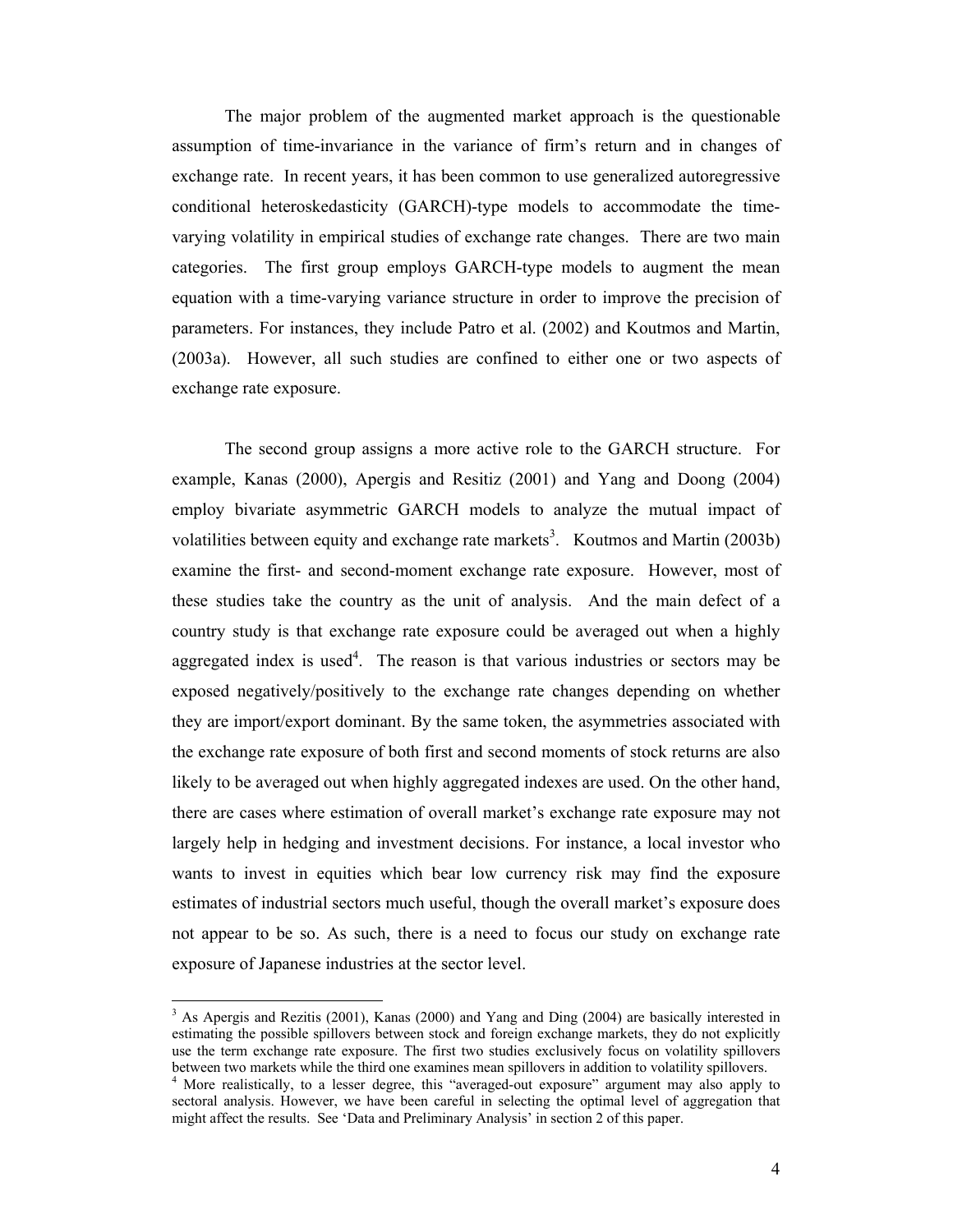The major problem of the augmented market approach is the questionable assumption of time-invariance in the variance of firm's return and in changes of exchange rate. In recent years, it has been common to use generalized autoregressive conditional heteroskedasticity (GARCH)-type models to accommodate the time-varying volatility in empirical studies of exchange rate changes. There are two main categories. The first group employs GARCH-type models to augment the mean equation with a time-varying variance structure in order to improve the precision of parameters. For instances, they include Patro et al. (2002) and Koutmos and Martin, (2003a). However, all such studies are confined to either one or two aspects of exchange rate exposure.

The second group assigns a more active role to the GARCH structure. For example, Kanas (2000), Apergis and Resitiz (2001) and Yang and Doong (2004) employ bivariate asymmetric GARCH models to analyze the mutual impact of volatilities between equity and exchange rate markets[3]. Koutmos and Martin (2003b) examine the first- and second-moment exchange rate exposure. However, most of these studies take the country as the unit of analysis. And the main defect of a country study is that exchange rate exposure could be averaged out when a highly aggregated index is used[4]. The reason is that various industries or sectors may be exposed negatively/positively to the exchange rate changes depending on whether they are import/export dominant. By the same token, the asymmetries associated with the exchange rate exposure of both first and second moments of stock returns are also likely to be averaged out when highly aggregated indexes are used. On the other hand, there are cases where estimation of overall market's exchange rate exposure may not largely help in hedging and investment decisions. For instance, a local investor who wants to invest in equities which bear low currency risk may find the exposure estimates of industrial sectors much useful, though the overall market's exposure does not appear to be so. As such, there is a need to focus our study on exchange rate exposure of Japanese industries at the sector level.

---

[3] As Apergis and Rezitis (2001), Kanas (2000) and Yang and Ding (2004) are basically interested in estimating the possible spillovers between stock and foreign exchange markets, they do not explicitly use the term exchange rate exposure. The first two studies exclusively focus on volatility spillovers between two markets while the third one examines mean spillovers in addition to volatility spillovers.

[4] More realistically, to a lesser degree, this "averaged-out exposure" argument may also apply to sectoral analysis. However, we have been careful in selecting the optimal level of aggregation that might affect the results. See 'Data and Preliminary Analysis' in section 2 of this paper.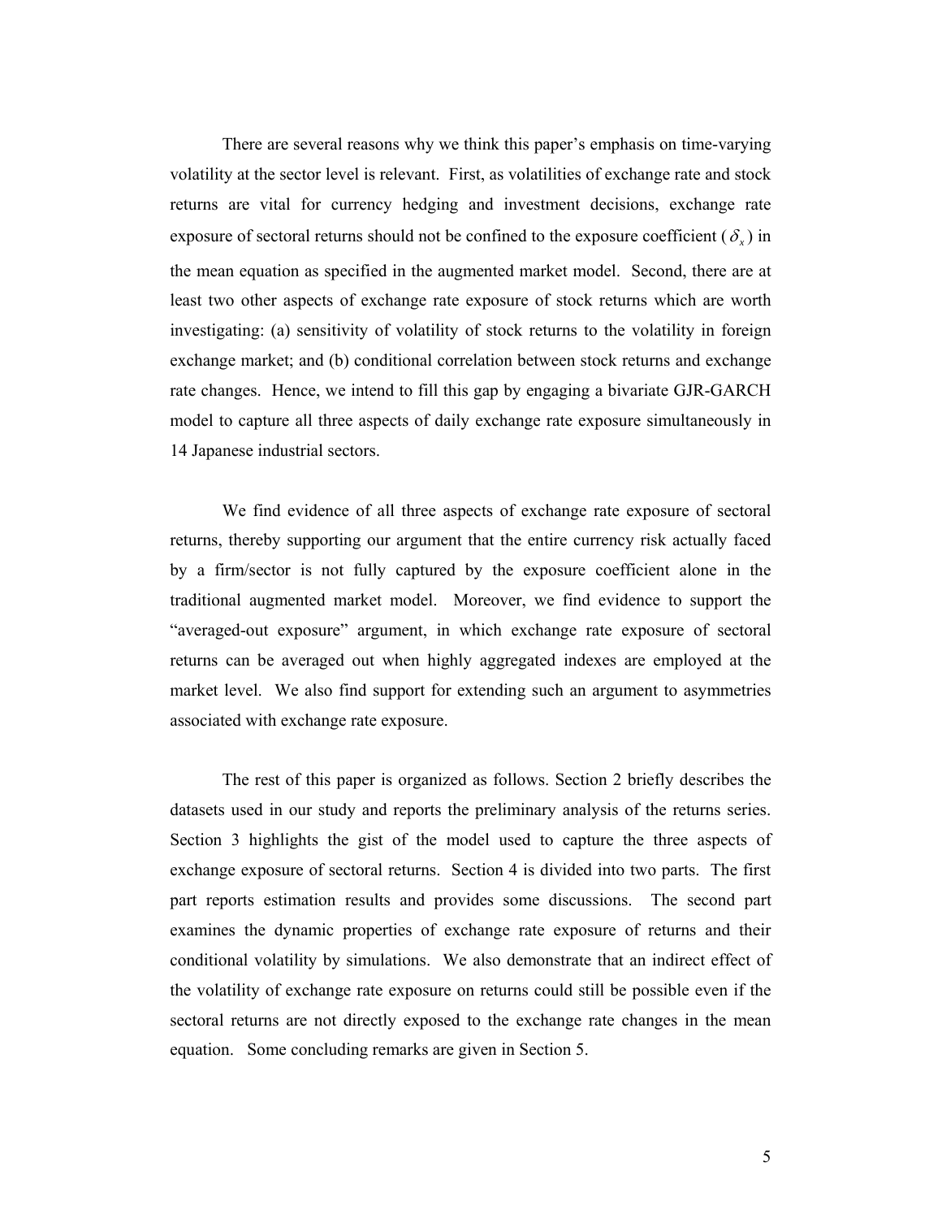There are several reasons why we think this paper's emphasis on time-varying volatility at the sector level is relevant. First, as volatilities of exchange rate and stock returns are vital for currency hedging and investment decisions, exchange rate exposure of sectoral returns should not be confined to the exposure coefficient ($\delta_x$) in the mean equation as specified in the augmented market model. Second, there are at least two other aspects of exchange rate exposure of stock returns which are worth investigating: (a) sensitivity of volatility of stock returns to the volatility in foreign exchange market; and (b) conditional correlation between stock returns and exchange rate changes. Hence, we intend to fill this gap by engaging a bivariate GJR-GARCH model to capture all three aspects of daily exchange rate exposure simultaneously in 14 Japanese industrial sectors.

We find evidence of all three aspects of exchange rate exposure of sectoral returns, thereby supporting our argument that the entire currency risk actually faced by a firm/sector is not fully captured by the exposure coefficient alone in the traditional augmented market model. Moreover, we find evidence to support the "averaged-out exposure" argument, in which exchange rate exposure of sectoral returns can be averaged out when highly aggregated indexes are employed at the market level. We also find support for extending such an argument to asymmetries associated with exchange rate exposure.

The rest of this paper is organized as follows. Section 2 briefly describes the datasets used in our study and reports the preliminary analysis of the returns series. Section 3 highlights the gist of the model used to capture the three aspects of exchange exposure of sectoral returns. Section 4 is divided into two parts. The first part reports estimation results and provides some discussions. The second part examines the dynamic properties of exchange rate exposure of returns and their conditional volatility by simulations. We also demonstrate that an indirect effect of the volatility of exchange rate exposure on returns could still be possible even if the sectoral returns are not directly exposed to the exchange rate changes in the mean equation. Some concluding remarks are given in Section 5.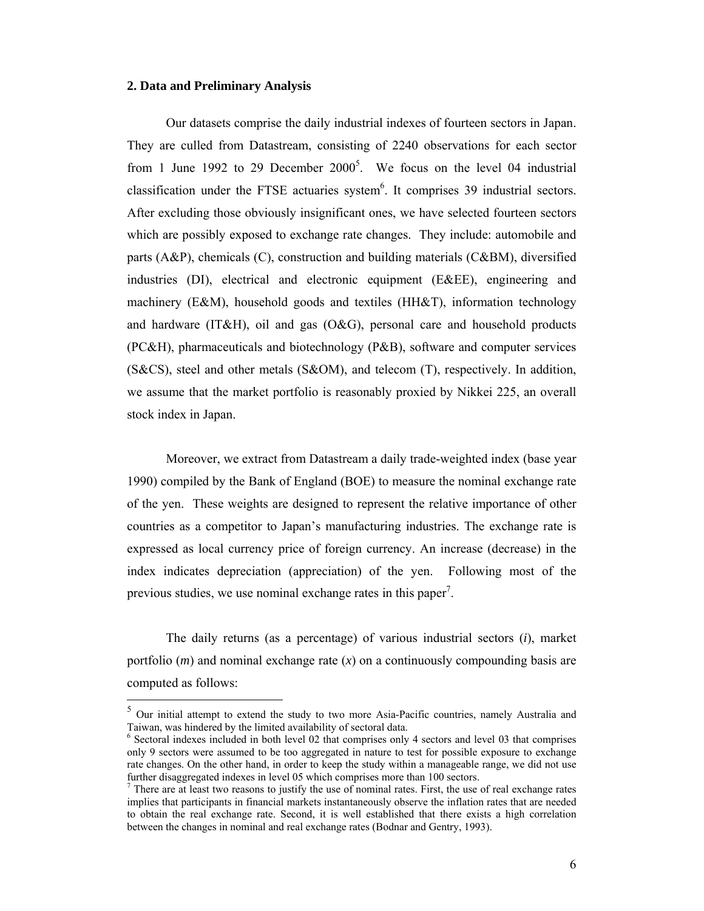## 2. Data and Preliminary Analysis

Our datasets comprise the daily industrial indexes of fourteen sectors in Japan. They are culled from Datastream, consisting of 2240 observations for each sector from 1 June 1992 to 29 December 2000[5]. We focus on the level 04 industrial classification under the FTSE actuaries system[6]. It comprises 39 industrial sectors. After excluding those obviously insignificant ones, we have selected fourteen sectors which are possibly exposed to exchange rate changes. They include: automobile and parts (A&P), chemicals (C), construction and building materials (C&BM), diversified industries (DI), electrical and electronic equipment (E&EE), engineering and machinery (E&M), household goods and textiles (HH&T), information technology and hardware (IT&H), oil and gas (O&G), personal care and household products (PC&H), pharmaceuticals and biotechnology (P&B), software and computer services (S&CS), steel and other metals (S&OM), and telecom (T), respectively. In addition, we assume that the market portfolio is reasonably proxied by Nikkei 225, an overall stock index in Japan.

Moreover, we extract from Datastream a daily trade-weighted index (base year 1990) compiled by the Bank of England (BOE) to measure the nominal exchange rate of the yen. These weights are designed to represent the relative importance of other countries as a competitor to Japan's manufacturing industries. The exchange rate is expressed as local currency price of foreign currency. An increase (decrease) in the index indicates depreciation (appreciation) of the yen. Following most of the previous studies, we use nominal exchange rates in this paper[7].

The daily returns (as a percentage) of various industrial sectors ($i$), market portfolio ($m$) and nominal exchange rate ($x$) on a continuously compounding basis are computed as follows:

---

[5] Our initial attempt to extend the study to two more Asia-Pacific countries, namely Australia and Taiwan, was hindered by the limited availability of sectoral data.

[6] Sectoral indexes included in both level 02 that comprises only 4 sectors and level 03 that comprises only 9 sectors were assumed to be too aggregated in nature to test for possible exposure to exchange rate changes. On the other hand, in order to keep the study within a manageable range, we did not use further disaggregated indexes in level 05 which comprises more than 100 sectors.

[7] There are at least two reasons to justify the use of nominal rates. First, the use of real exchange rates implies that participants in financial markets instantaneously observe the inflation rates that are needed to obtain the real exchange rate. Second, it is well established that there exists a high correlation between the changes in nominal and real exchange rates (Bodnar and Gentry, 1993).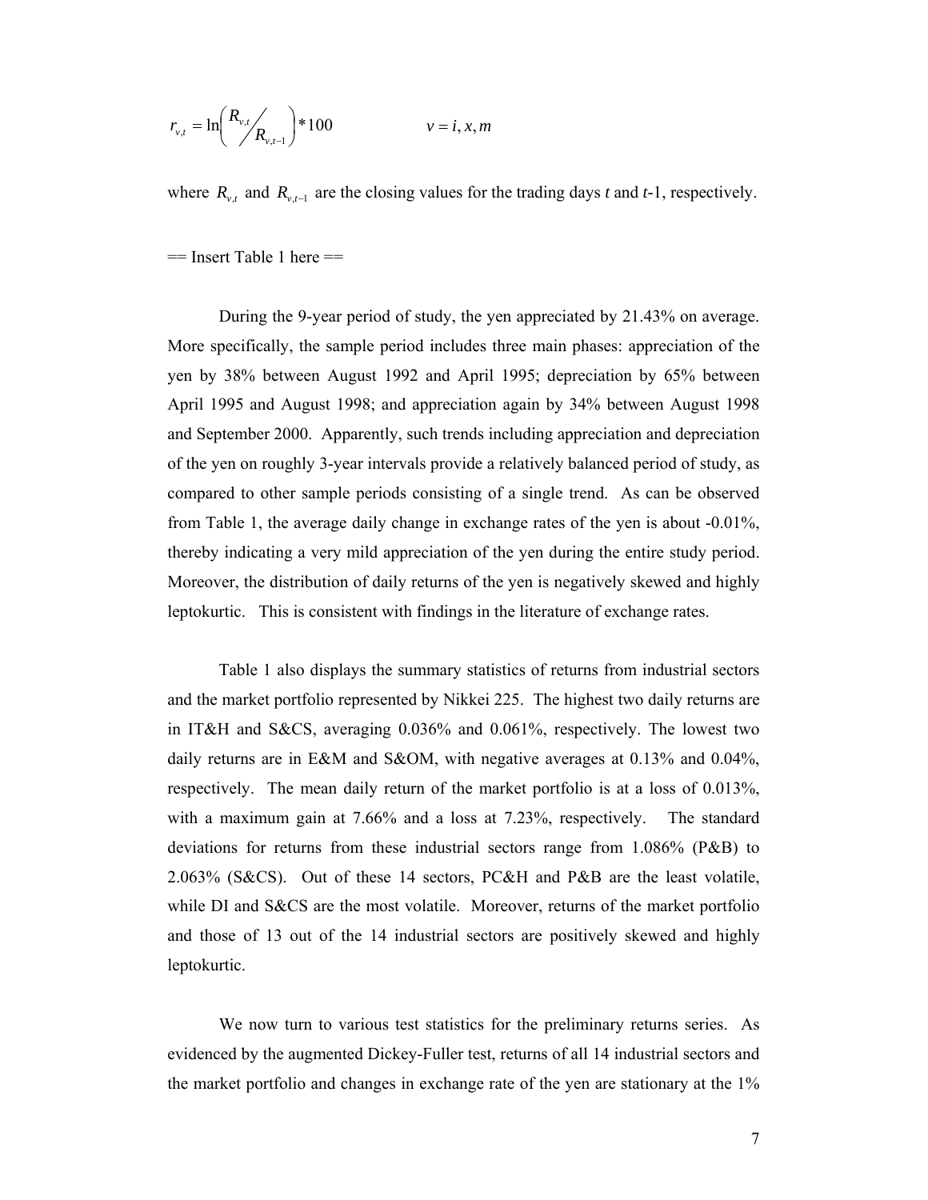$$r_{v,t} = \ln\left( R_{v,t} \big/ R_{v,t-1} \right) * 100 \qquad\qquad v = i, x, m$$

where $R_{v,t}$ and $R_{v,t-1}$ are the closing values for the trading days $t$ and $t$-1, respectively.

== Insert Table 1 here ==

During the 9-year period of study, the yen appreciated by 21.43% on average. More specifically, the sample period includes three main phases: appreciation of the yen by 38% between August 1992 and April 1995; depreciation by 65% between April 1995 and August 1998; and appreciation again by 34% between August 1998 and September 2000. Apparently, such trends including appreciation and depreciation of the yen on roughly 3-year intervals provide a relatively balanced period of study, as compared to other sample periods consisting of a single trend. As can be observed from Table 1, the average daily change in exchange rates of the yen is about -0.01%, thereby indicating a very mild appreciation of the yen during the entire study period. Moreover, the distribution of daily returns of the yen is negatively skewed and highly leptokurtic. This is consistent with findings in the literature of exchange rates.

Table 1 also displays the summary statistics of returns from industrial sectors and the market portfolio represented by Nikkei 225. The highest two daily returns are in IT&H and S&CS, averaging 0.036% and 0.061%, respectively. The lowest two daily returns are in E&M and S&OM, with negative averages at 0.13% and 0.04%, respectively. The mean daily return of the market portfolio is at a loss of 0.013%, with a maximum gain at 7.66% and a loss at 7.23%, respectively. The standard deviations for returns from these industrial sectors range from 1.086% (P&B) to 2.063% (S&CS). Out of these 14 sectors, PC&H and P&B are the least volatile, while DI and S&CS are the most volatile. Moreover, returns of the market portfolio and those of 13 out of the 14 industrial sectors are positively skewed and highly leptokurtic.

We now turn to various test statistics for the preliminary returns series. As evidenced by the augmented Dickey-Fuller test, returns of all 14 industrial sectors and the market portfolio and changes in exchange rate of the yen are stationary at the 1%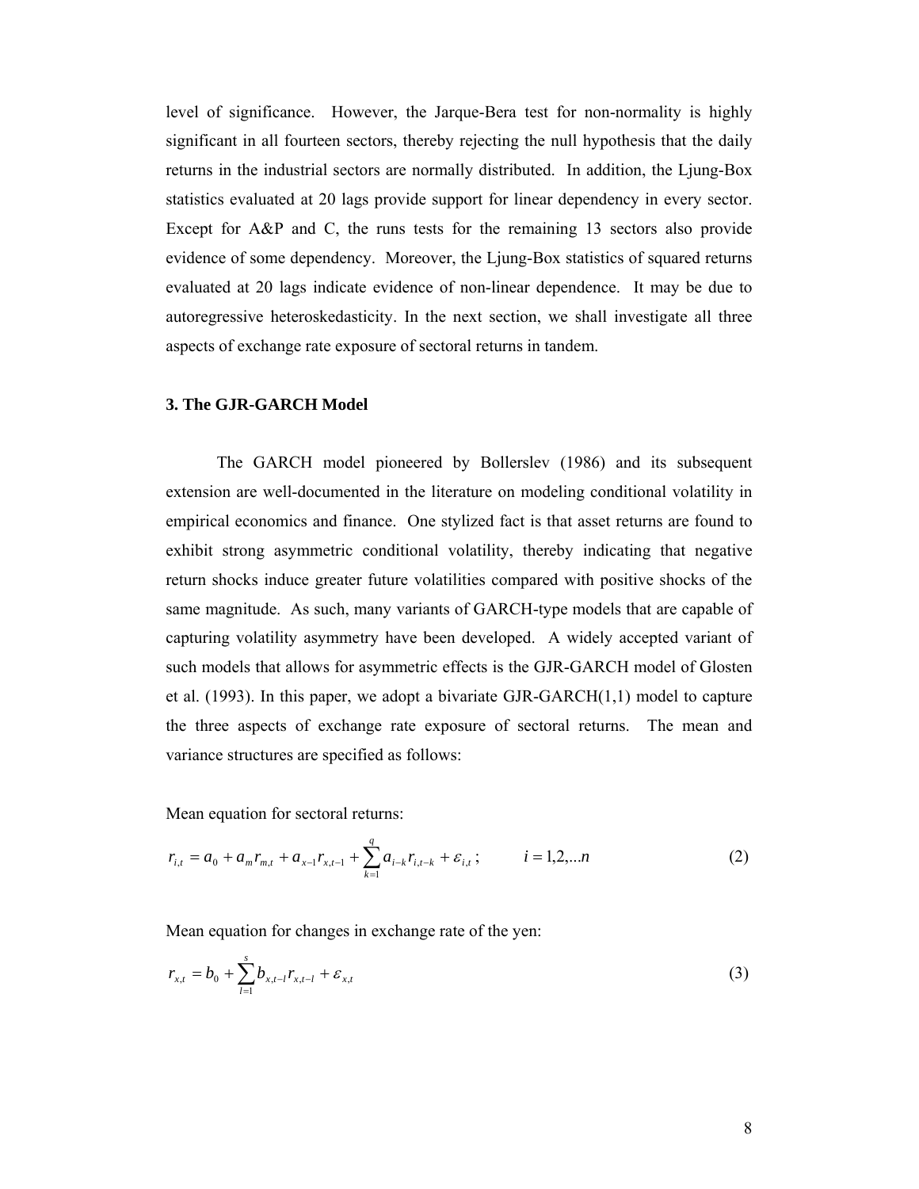level of significance. However, the Jarque-Bera test for non-normality is highly significant in all fourteen sectors, thereby rejecting the null hypothesis that the daily returns in the industrial sectors are normally distributed. In addition, the Ljung-Box statistics evaluated at 20 lags provide support for linear dependency in every sector. Except for A&P and C, the runs tests for the remaining 13 sectors also provide evidence of some dependency. Moreover, the Ljung-Box statistics of squared returns evaluated at 20 lags indicate evidence of non-linear dependence. It may be due to autoregressive heteroskedasticity. In the next section, we shall investigate all three aspects of exchange rate exposure of sectoral returns in tandem.

### 3. The GJR-GARCH Model

The GARCH model pioneered by Bollerslev (1986) and its subsequent extension are well-documented in the literature on modeling conditional volatility in empirical economics and finance. One stylized fact is that asset returns are found to exhibit strong asymmetric conditional volatility, thereby indicating that negative return shocks induce greater future volatilities compared with positive shocks of the same magnitude. As such, many variants of GARCH-type models that are capable of capturing volatility asymmetry have been developed. A widely accepted variant of such models that allows for asymmetric effects is the GJR-GARCH model of Glosten et al. (1993). In this paper, we adopt a bivariate GJR-GARCH(1,1) model to capture the three aspects of exchange rate exposure of sectoral returns. The mean and variance structures are specified as follows:

Mean equation for sectoral returns:

$$r_{i,t} = a_0 + a_m r_{m,t} + a_{x-1} r_{x,t-1} + \sum_{k=1}^{q} a_{i-k} r_{i,t-k} + \varepsilon_{i,t} \; ; \qquad i = 1,2,...n \tag{2}$$

Mean equation for changes in exchange rate of the yen:

$$r_{x,t} = b_0 + \sum_{l=1}^{s} b_{x,t-l} r_{x,t-l} + \varepsilon_{x,t} \tag{3}$$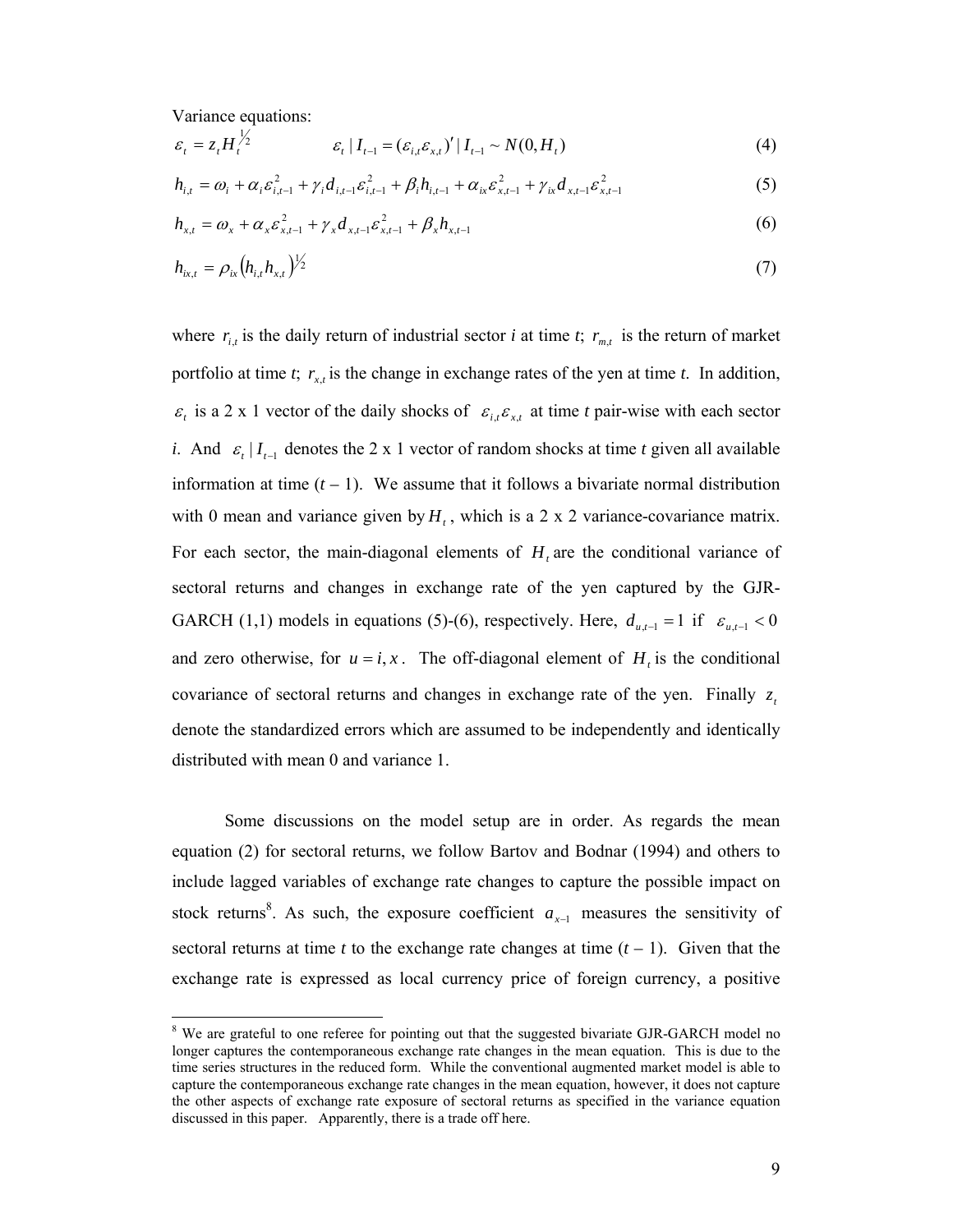Variance equations:

$$\varepsilon_t = z_t H_t^{1/2} \qquad \varepsilon_t \mid I_{t-1} = (\varepsilon_{i,t}\varepsilon_{x,t})' \mid I_{t-1} \sim N(0, H_t) \tag{4}$$

$$h_{i,t} = \omega_i + \alpha_i \varepsilon_{i,t-1}^2 + \gamma_i d_{i,t-1} \varepsilon_{i,t-1}^2 + \beta_i h_{i,t-1} + \alpha_{ix} \varepsilon_{x,t-1}^2 + \gamma_{ix} d_{x,t-1} \varepsilon_{x,t-1}^2 \tag{5}$$

$$h_{x,t} = \omega_x + \alpha_x \varepsilon_{x,t-1}^2 + \gamma_x d_{x,t-1} \varepsilon_{x,t-1}^2 + \beta_x h_{x,t-1} \tag{6}$$

$$h_{ix,t} = \rho_{ix} \left( h_{i,t} h_{x,t} \right)^{1/2} \tag{7}$$

where $r_{i,t}$ is the daily return of industrial sector *i* at time *t*; $r_{m,t}$ is the return of market portfolio at time *t*; $r_{x,t}$ is the change in exchange rates of the yen at time *t*. In addition, $\varepsilon_t$ is a 2 x 1 vector of the daily shocks of $\varepsilon_{i,t}\varepsilon_{x,t}$ at time *t* pair-wise with each sector *i*. And $\varepsilon_t \mid I_{t-1}$ denotes the 2 x 1 vector of random shocks at time *t* given all available information at time (*t* – 1). We assume that it follows a bivariate normal distribution with 0 mean and variance given by $H_t$, which is a 2 x 2 variance-covariance matrix. For each sector, the main-diagonal elements of $H_t$ are the conditional variance of sectoral returns and changes in exchange rate of the yen captured by the GJR-GARCH (1,1) models in equations (5)-(6), respectively. Here, $d_{u,t-1} = 1$ if $\varepsilon_{u,t-1} < 0$ and zero otherwise, for $u = i, x$. The off-diagonal element of $H_t$ is the conditional covariance of sectoral returns and changes in exchange rate of the yen. Finally $z_t$ denote the standardized errors which are assumed to be independently and identically distributed with mean 0 and variance 1.

Some discussions on the model setup are in order. As regards the mean equation (2) for sectoral returns, we follow Bartov and Bodnar (1994) and others to include lagged variables of exchange rate changes to capture the possible impact on stock returns[8]. As such, the exposure coefficient $a_{x-1}$ measures the sensitivity of sectoral returns at time *t* to the exchange rate changes at time (*t* – 1). Given that the exchange rate is expressed as local currency price of foreign currency, a positive

[8] We are grateful to one referee for pointing out that the suggested bivariate GJR-GARCH model no longer captures the contemporaneous exchange rate changes in the mean equation. This is due to the time series structures in the reduced form. While the conventional augmented market model is able to capture the contemporaneous exchange rate changes in the mean equation, however, it does not capture the other aspects of exchange rate exposure of sectoral returns as specified in the variance equation discussed in this paper. Apparently, there is a trade off here.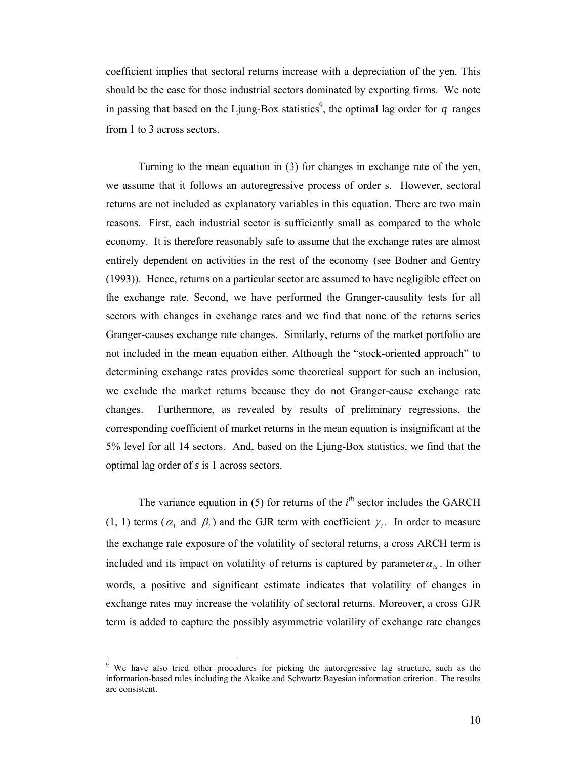coefficient implies that sectoral returns increase with a depreciation of the yen. This should be the case for those industrial sectors dominated by exporting firms. We note in passing that based on the Ljung-Box statistics[9], the optimal lag order for $q$ ranges from 1 to 3 across sectors.

Turning to the mean equation in (3) for changes in exchange rate of the yen, we assume that it follows an autoregressive process of order s. However, sectoral returns are not included as explanatory variables in this equation. There are two main reasons. First, each industrial sector is sufficiently small as compared to the whole economy. It is therefore reasonably safe to assume that the exchange rates are almost entirely dependent on activities in the rest of the economy (see Bodner and Gentry (1993)). Hence, returns on a particular sector are assumed to have negligible effect on the exchange rate. Second, we have performed the Granger-causality tests for all sectors with changes in exchange rates and we find that none of the returns series Granger-causes exchange rate changes. Similarly, returns of the market portfolio are not included in the mean equation either. Although the "stock-oriented approach" to determining exchange rates provides some theoretical support for such an inclusion, we exclude the market returns because they do not Granger-cause exchange rate changes. Furthermore, as revealed by results of preliminary regressions, the corresponding coefficient of market returns in the mean equation is insignificant at the 5% level for all 14 sectors. And, based on the Ljung-Box statistics, we find that the optimal lag order of $s$ is 1 across sectors.

The variance equation in (5) for returns of the $i^{th}$ sector includes the GARCH (1, 1) terms ($\alpha_i$ and $\beta_i$) and the GJR term with coefficient $\gamma_i$. In order to measure the exchange rate exposure of the volatility of sectoral returns, a cross ARCH term is included and its impact on volatility of returns is captured by parameter $\alpha_{ix}$. In other words, a positive and significant estimate indicates that volatility of changes in exchange rates may increase the volatility of sectoral returns. Moreover, a cross GJR term is added to capture the possibly asymmetric volatility of exchange rate changes

[9] We have also tried other procedures for picking the autoregressive lag structure, such as the information-based rules including the Akaike and Schwartz Bayesian information criterion. The results are consistent.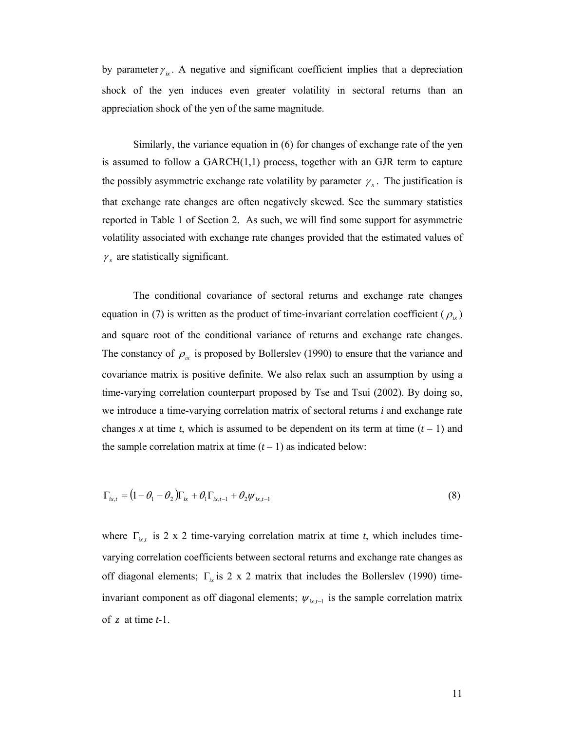by parameter $\gamma_{ix}$. A negative and significant coefficient implies that a depreciation shock of the yen induces even greater volatility in sectoral returns than an appreciation shock of the yen of the same magnitude.

Similarly, the variance equation in (6) for changes of exchange rate of the yen is assumed to follow a GARCH(1,1) process, together with an GJR term to capture the possibly asymmetric exchange rate volatility by parameter $\gamma_x$. The justification is that exchange rate changes are often negatively skewed. See the summary statistics reported in Table 1 of Section 2. As such, we will find some support for asymmetric volatility associated with exchange rate changes provided that the estimated values of $\gamma_x$ are statistically significant.

The conditional covariance of sectoral returns and exchange rate changes equation in (7) is written as the product of time-invariant correlation coefficient ($\rho_{ix}$) and square root of the conditional variance of returns and exchange rate changes. The constancy of $\rho_{ix}$ is proposed by Bollerslev (1990) to ensure that the variance and covariance matrix is positive definite. We also relax such an assumption by using a time-varying correlation counterpart proposed by Tse and Tsui (2002). By doing so, we introduce a time-varying correlation matrix of sectoral returns *i* and exchange rate changes *x* at time *t*, which is assumed to be dependent on its term at time $(t-1)$ and the sample correlation matrix at time $(t-1)$ as indicated below:

$$\Gamma_{ix,t} = (1-\theta_1-\theta_2)\Gamma_{ix} + \theta_1\Gamma_{ix,t-1} + \theta_2\psi_{ix,t-1} \tag{8}$$

where $\Gamma_{ix,t}$ is 2 x 2 time-varying correlation matrix at time *t*, which includes time-varying correlation coefficients between sectoral returns and exchange rate changes as off diagonal elements; $\Gamma_{ix}$ is 2 x 2 matrix that includes the Bollerslev (1990) time-invariant component as off diagonal elements; $\psi_{ix,t-1}$ is the sample correlation matrix of $z$ at time *t*-1.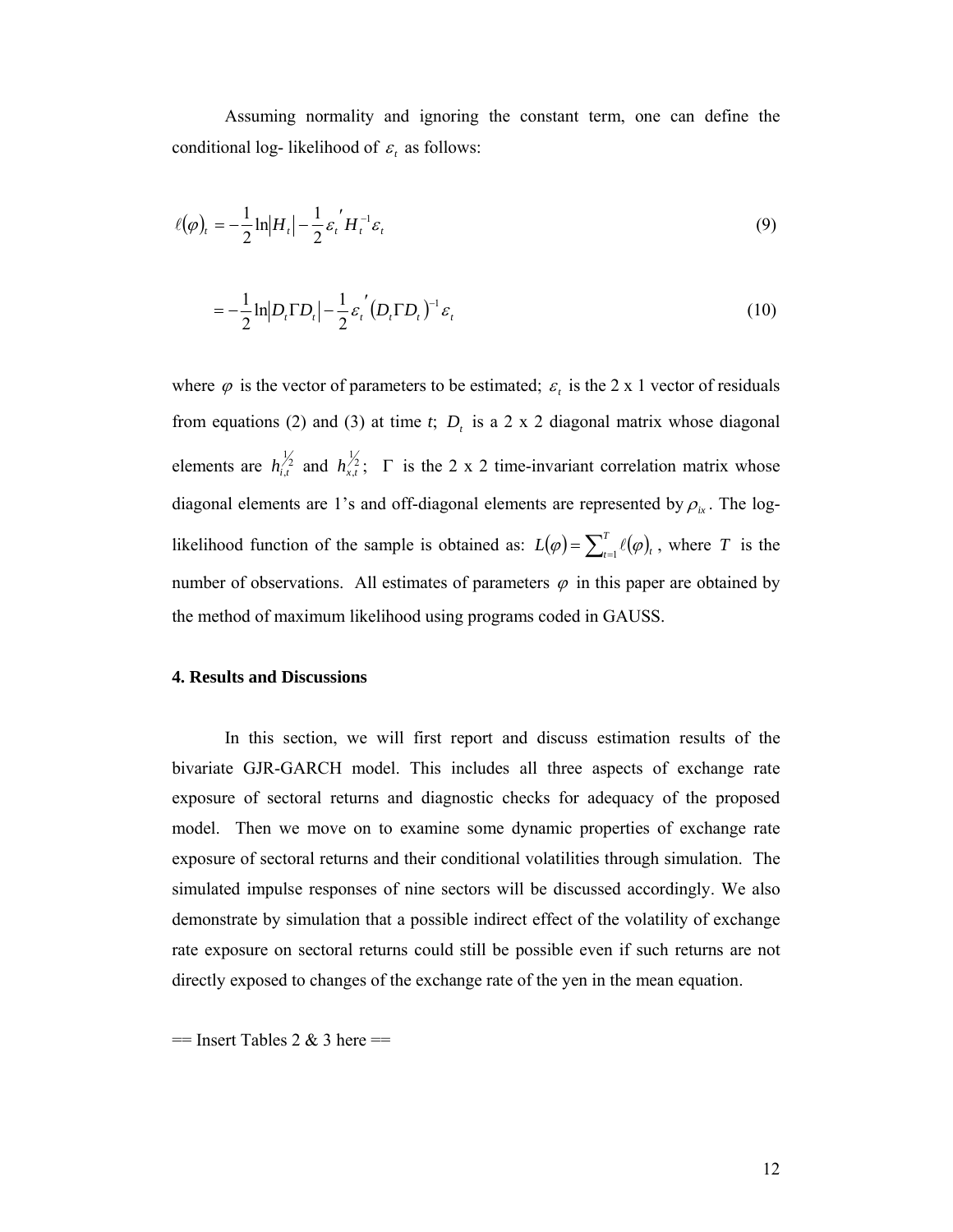Assuming normality and ignoring the constant term, one can define the conditional log- likelihood of $\varepsilon_t$ as follows:

$$\ell(\varphi)_t = -\frac{1}{2}\ln|H_t| - \frac{1}{2}\varepsilon_t{}' H_t^{-1}\varepsilon_t \tag{9}$$

$$= -\frac{1}{2}\ln|D_t\Gamma D_t| - \frac{1}{2}\varepsilon_t{}'\left(D_t\Gamma D_t\right)^{-1}\varepsilon_t \tag{10}$$

where $\varphi$ is the vector of parameters to be estimated; $\varepsilon_t$ is the 2 x 1 vector of residuals from equations (2) and (3) at time *t*; $D_t$ is a 2 x 2 diagonal matrix whose diagonal elements are $h_{i,t}^{1/2}$ and $h_{x,t}^{1/2}$; $\Gamma$ is the 2 x 2 time-invariant correlation matrix whose diagonal elements are 1's and off-diagonal elements are represented by $\rho_{ix}$. The log-likelihood function of the sample is obtained as: $L(\varphi) = \sum_{t=1}^{T}\ell(\varphi)_t$, where $T$ is the number of observations. All estimates of parameters $\varphi$ in this paper are obtained by the method of maximum likelihood using programs coded in GAUSS.

**4. Results and Discussions**

In this section, we will first report and discuss estimation results of the bivariate GJR-GARCH model. This includes all three aspects of exchange rate exposure of sectoral returns and diagnostic checks for adequacy of the proposed model. Then we move on to examine some dynamic properties of exchange rate exposure of sectoral returns and their conditional volatilities through simulation. The simulated impulse responses of nine sectors will be discussed accordingly. We also demonstrate by simulation that a possible indirect effect of the volatility of exchange rate exposure on sectoral returns could still be possible even if such returns are not directly exposed to changes of the exchange rate of the yen in the mean equation.

== Insert Tables 2 & 3 here ==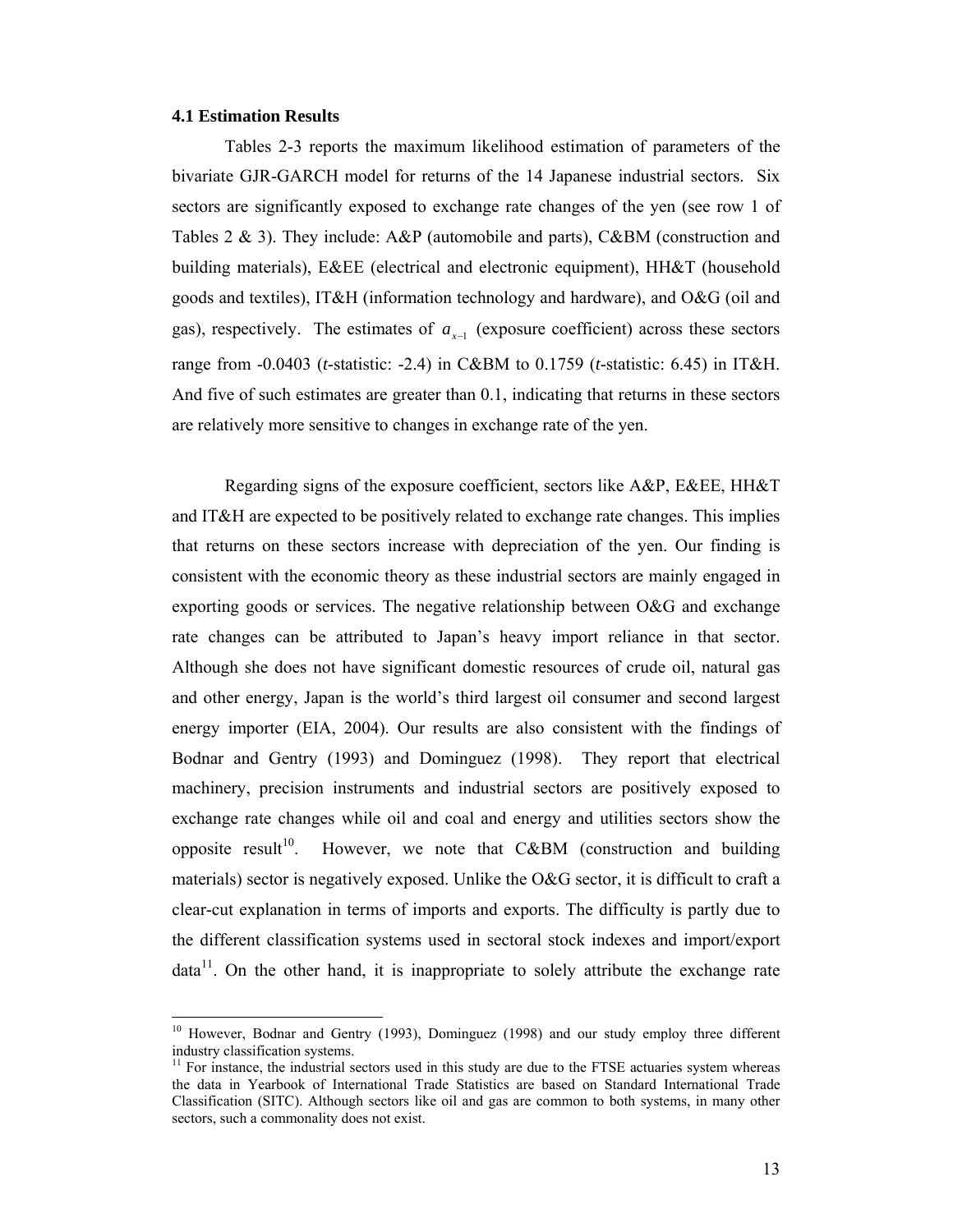### 4.1 Estimation Results

Tables 2-3 reports the maximum likelihood estimation of parameters of the bivariate GJR-GARCH model for returns of the 14 Japanese industrial sectors. Six sectors are significantly exposed to exchange rate changes of the yen (see row 1 of Tables 2 & 3). They include: A&P (automobile and parts), C&BM (construction and building materials), E&EE (electrical and electronic equipment), HH&T (household goods and textiles), IT&H (information technology and hardware), and O&G (oil and gas), respectively. The estimates of $a_{x-1}$ (exposure coefficient) across these sectors range from -0.0403 (*t*-statistic: -2.4) in C&BM to 0.1759 (*t*-statistic: 6.45) in IT&H. And five of such estimates are greater than 0.1, indicating that returns in these sectors are relatively more sensitive to changes in exchange rate of the yen.

Regarding signs of the exposure coefficient, sectors like A&P, E&EE, HH&T and IT&H are expected to be positively related to exchange rate changes. This implies that returns on these sectors increase with depreciation of the yen. Our finding is consistent with the economic theory as these industrial sectors are mainly engaged in exporting goods or services. The negative relationship between O&G and exchange rate changes can be attributed to Japan's heavy import reliance in that sector. Although she does not have significant domestic resources of crude oil, natural gas and other energy, Japan is the world's third largest oil consumer and second largest energy importer (EIA, 2004). Our results are also consistent with the findings of Bodnar and Gentry (1993) and Dominguez (1998). They report that electrical machinery, precision instruments and industrial sectors are positively exposed to exchange rate changes while oil and coal and energy and utilities sectors show the opposite result[10]. However, we note that C&BM (construction and building materials) sector is negatively exposed. Unlike the O&G sector, it is difficult to craft a clear-cut explanation in terms of imports and exports. The difficulty is partly due to the different classification systems used in sectoral stock indexes and import/export data[11]. On the other hand, it is inappropriate to solely attribute the exchange rate

---

[10] However, Bodnar and Gentry (1993), Dominguez (1998) and our study employ three different industry classification systems.

[11] For instance, the industrial sectors used in this study are due to the FTSE actuaries system whereas the data in Yearbook of International Trade Statistics are based on Standard International Trade Classification (SITC). Although sectors like oil and gas are common to both systems, in many other sectors, such a commonality does not exist.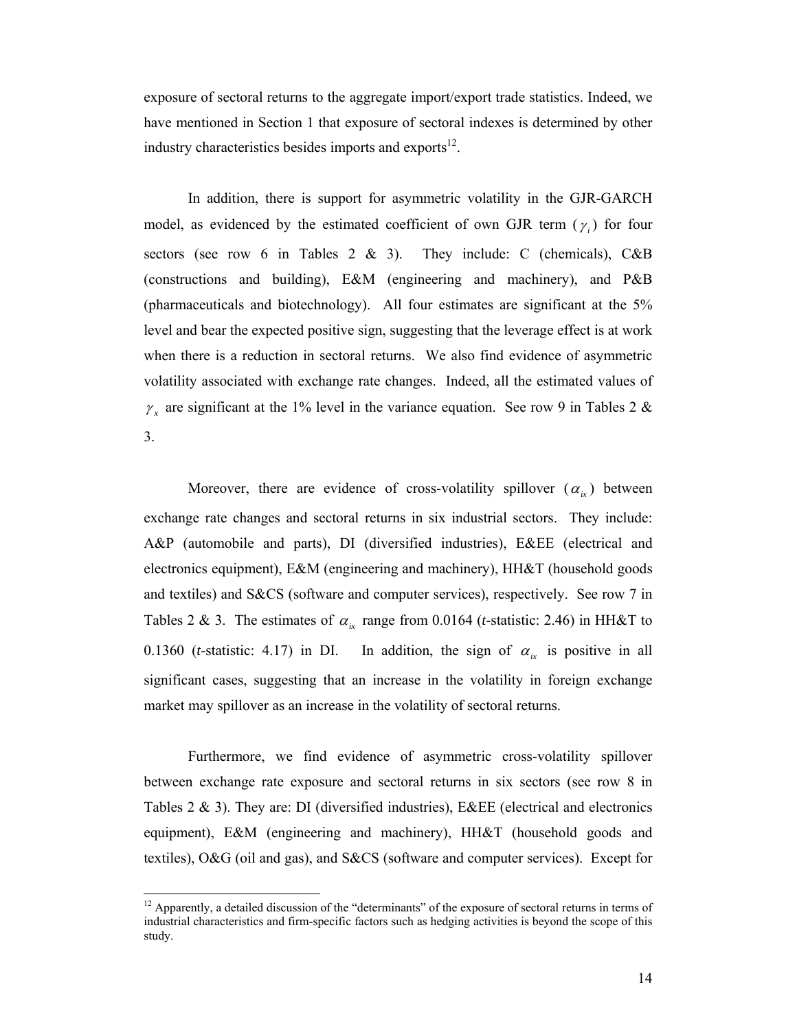exposure of sectoral returns to the aggregate import/export trade statistics. Indeed, we have mentioned in Section 1 that exposure of sectoral indexes is determined by other industry characteristics besides imports and exports[12].

In addition, there is support for asymmetric volatility in the GJR-GARCH model, as evidenced by the estimated coefficient of own GJR term ($\gamma_i$) for four sectors (see row 6 in Tables 2 & 3). They include: C (chemicals), C&B (constructions and building), E&M (engineering and machinery), and P&B (pharmaceuticals and biotechnology). All four estimates are significant at the 5% level and bear the expected positive sign, suggesting that the leverage effect is at work when there is a reduction in sectoral returns. We also find evidence of asymmetric volatility associated with exchange rate changes. Indeed, all the estimated values of $\gamma_x$ are significant at the 1% level in the variance equation. See row 9 in Tables 2 & 3.

Moreover, there are evidence of cross-volatility spillover ($\alpha_{ix}$) between exchange rate changes and sectoral returns in six industrial sectors. They include: A&P (automobile and parts), DI (diversified industries), E&EE (electrical and electronics equipment), E&M (engineering and machinery), HH&T (household goods and textiles) and S&CS (software and computer services), respectively. See row 7 in Tables 2 & 3. The estimates of $\alpha_{ix}$ range from 0.0164 (*t*-statistic: 2.46) in HH&T to 0.1360 (*t*-statistic: 4.17) in DI. In addition, the sign of $\alpha_{ix}$ is positive in all significant cases, suggesting that an increase in the volatility in foreign exchange market may spillover as an increase in the volatility of sectoral returns.

Furthermore, we find evidence of asymmetric cross-volatility spillover between exchange rate exposure and sectoral returns in six sectors (see row 8 in Tables 2 & 3). They are: DI (diversified industries), E&EE (electrical and electronics equipment), E&M (engineering and machinery), HH&T (household goods and textiles), O&G (oil and gas), and S&CS (software and computer services). Except for

[12] Apparently, a detailed discussion of the "determinants" of the exposure of sectoral returns in terms of industrial characteristics and firm-specific factors such as hedging activities is beyond the scope of this study.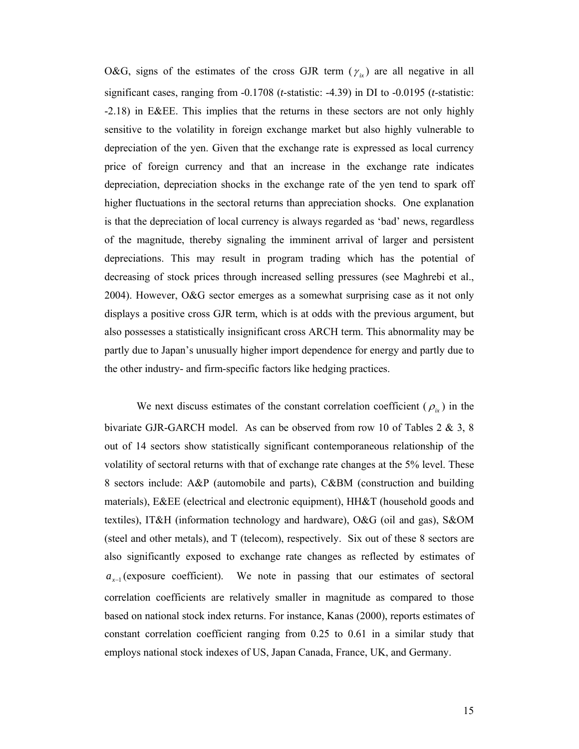O&G, signs of the estimates of the cross GJR term ($\gamma_{ix}$) are all negative in all significant cases, ranging from -0.1708 (*t*-statistic: -4.39) in DI to -0.0195 (*t*-statistic: -2.18) in E&EE. This implies that the returns in these sectors are not only highly sensitive to the volatility in foreign exchange market but also highly vulnerable to depreciation of the yen. Given that the exchange rate is expressed as local currency price of foreign currency and that an increase in the exchange rate indicates depreciation, depreciation shocks in the exchange rate of the yen tend to spark off higher fluctuations in the sectoral returns than appreciation shocks. One explanation is that the depreciation of local currency is always regarded as 'bad' news, regardless of the magnitude, thereby signaling the imminent arrival of larger and persistent depreciations. This may result in program trading which has the potential of decreasing of stock prices through increased selling pressures (see Maghrebi et al., 2004). However, O&G sector emerges as a somewhat surprising case as it not only displays a positive cross GJR term, which is at odds with the previous argument, but also possesses a statistically insignificant cross ARCH term. This abnormality may be partly due to Japan's unusually higher import dependence for energy and partly due to the other industry- and firm-specific factors like hedging practices.

We next discuss estimates of the constant correlation coefficient ($\rho_{ix}$) in the bivariate GJR-GARCH model. As can be observed from row 10 of Tables 2 & 3, 8 out of 14 sectors show statistically significant contemporaneous relationship of the volatility of sectoral returns with that of exchange rate changes at the 5% level. These 8 sectors include: A&P (automobile and parts), C&BM (construction and building materials), E&EE (electrical and electronic equipment), HH&T (household goods and textiles), IT&H (information technology and hardware), O&G (oil and gas), S&OM (steel and other metals), and T (telecom), respectively. Six out of these 8 sectors are also significantly exposed to exchange rate changes as reflected by estimates of $a_{x-1}$ (exposure coefficient). We note in passing that our estimates of sectoral correlation coefficients are relatively smaller in magnitude as compared to those based on national stock index returns. For instance, Kanas (2000), reports estimates of constant correlation coefficient ranging from 0.25 to 0.61 in a similar study that employs national stock indexes of US, Japan Canada, France, UK, and Germany.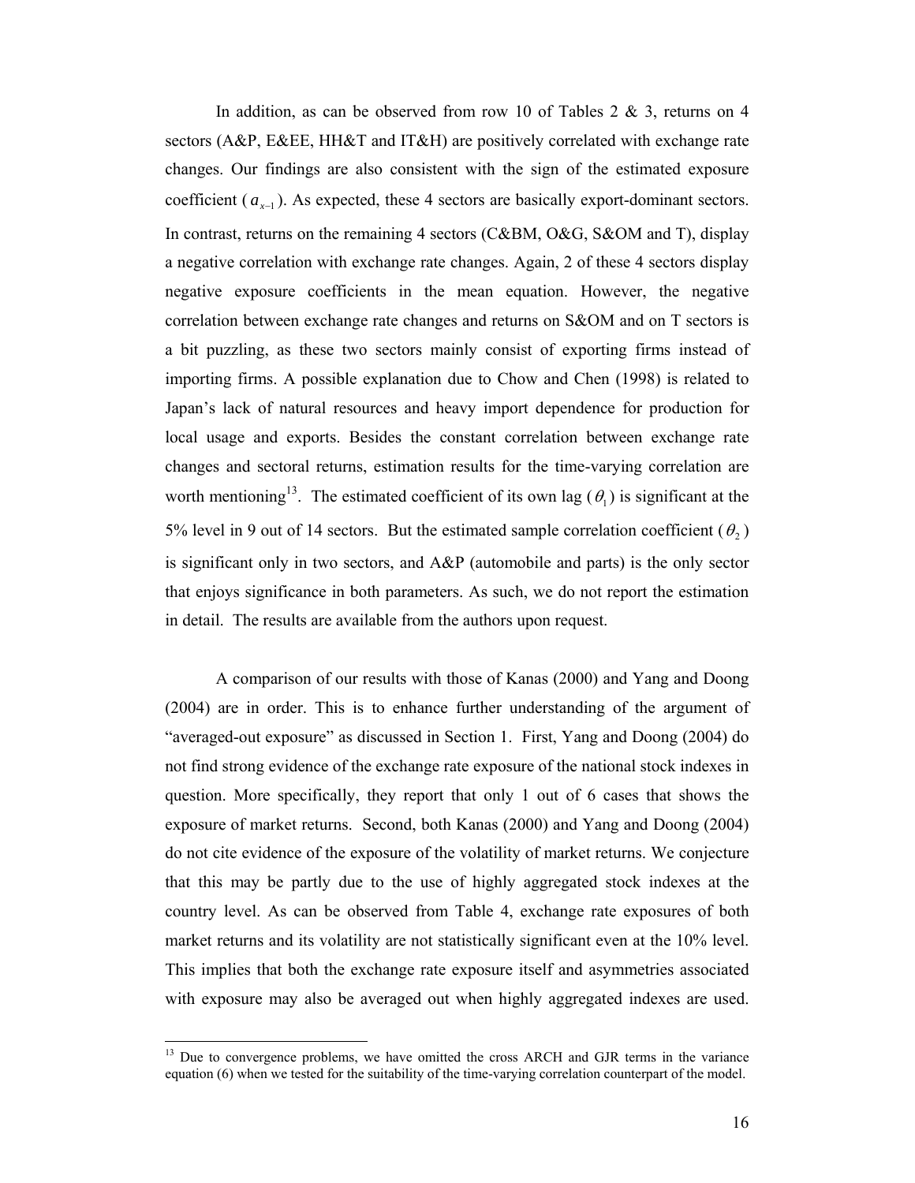In addition, as can be observed from row 10 of Tables 2 & 3, returns on 4 sectors (A&P, E&EE, HH&T and IT&H) are positively correlated with exchange rate changes. Our findings are also consistent with the sign of the estimated exposure coefficient ($a_{x-1}$). As expected, these 4 sectors are basically export-dominant sectors. In contrast, returns on the remaining 4 sectors (C&BM, O&G, S&OM and T), display a negative correlation with exchange rate changes. Again, 2 of these 4 sectors display negative exposure coefficients in the mean equation. However, the negative correlation between exchange rate changes and returns on S&OM and on T sectors is a bit puzzling, as these two sectors mainly consist of exporting firms instead of importing firms. A possible explanation due to Chow and Chen (1998) is related to Japan's lack of natural resources and heavy import dependence for production for local usage and exports. Besides the constant correlation between exchange rate changes and sectoral returns, estimation results for the time-varying correlation are worth mentioning[13]. The estimated coefficient of its own lag ($\theta_1$) is significant at the 5% level in 9 out of 14 sectors. But the estimated sample correlation coefficient ($\theta_2$) is significant only in two sectors, and A&P (automobile and parts) is the only sector that enjoys significance in both parameters. As such, we do not report the estimation in detail. The results are available from the authors upon request.

A comparison of our results with those of Kanas (2000) and Yang and Doong (2004) are in order. This is to enhance further understanding of the argument of "averaged-out exposure" as discussed in Section 1. First, Yang and Doong (2004) do not find strong evidence of the exchange rate exposure of the national stock indexes in question. More specifically, they report that only 1 out of 6 cases that shows the exposure of market returns. Second, both Kanas (2000) and Yang and Doong (2004) do not cite evidence of the exposure of the volatility of market returns. We conjecture that this may be partly due to the use of highly aggregated stock indexes at the country level. As can be observed from Table 4, exchange rate exposures of both market returns and its volatility are not statistically significant even at the 10% level. This implies that both the exchange rate exposure itself and asymmetries associated with exposure may also be averaged out when highly aggregated indexes are used.

[13] Due to convergence problems, we have omitted the cross ARCH and GJR terms in the variance equation (6) when we tested for the suitability of the time-varying correlation counterpart of the model.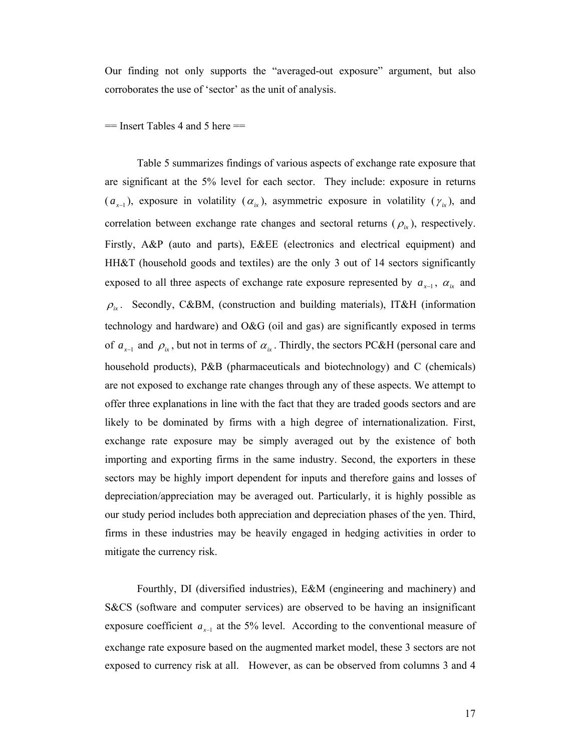Our finding not only supports the "averaged-out exposure" argument, but also corroborates the use of 'sector' as the unit of analysis.

== Insert Tables 4 and 5 here ==

Table 5 summarizes findings of various aspects of exchange rate exposure that are significant at the 5% level for each sector. They include: exposure in returns ($a_{x-1}$), exposure in volatility ($\alpha_{ix}$), asymmetric exposure in volatility ($\gamma_{ix}$), and correlation between exchange rate changes and sectoral returns ($\rho_{ix}$), respectively. Firstly, A&P (auto and parts), E&EE (electronics and electrical equipment) and HH&T (household goods and textiles) are the only 3 out of 14 sectors significantly exposed to all three aspects of exchange rate exposure represented by $a_{x-1}$, $\alpha_{ix}$ and $\rho_{ix}$. Secondly, C&BM, (construction and building materials), IT&H (information technology and hardware) and O&G (oil and gas) are significantly exposed in terms of $a_{x-1}$ and $\rho_{ix}$, but not in terms of $\alpha_{ix}$. Thirdly, the sectors PC&H (personal care and household products), P&B (pharmaceuticals and biotechnology) and C (chemicals) are not exposed to exchange rate changes through any of these aspects. We attempt to offer three explanations in line with the fact that they are traded goods sectors and are likely to be dominated by firms with a high degree of internationalization. First, exchange rate exposure may be simply averaged out by the existence of both importing and exporting firms in the same industry. Second, the exporters in these sectors may be highly import dependent for inputs and therefore gains and losses of depreciation/appreciation may be averaged out. Particularly, it is highly possible as our study period includes both appreciation and depreciation phases of the yen. Third, firms in these industries may be heavily engaged in hedging activities in order to mitigate the currency risk.

Fourthly, DI (diversified industries), E&M (engineering and machinery) and S&CS (software and computer services) are observed to be having an insignificant exposure coefficient $a_{x-1}$ at the 5% level. According to the conventional measure of exchange rate exposure based on the augmented market model, these 3 sectors are not exposed to currency risk at all. However, as can be observed from columns 3 and 4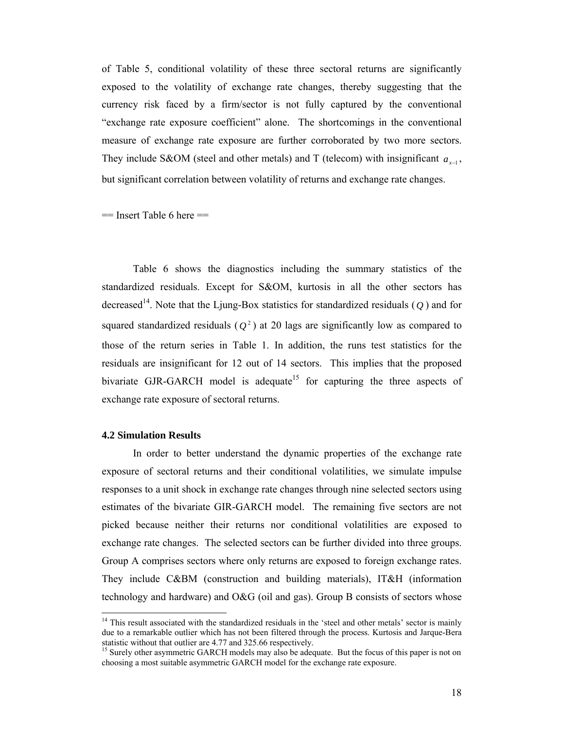of Table 5, conditional volatility of these three sectoral returns are significantly exposed to the volatility of exchange rate changes, thereby suggesting that the currency risk faced by a firm/sector is not fully captured by the conventional "exchange rate exposure coefficient" alone. The shortcomings in the conventional measure of exchange rate exposure are further corroborated by two more sectors. They include S&OM (steel and other metals) and T (telecom) with insignificant $a_{x-1}$, but significant correlation between volatility of returns and exchange rate changes.

== Insert Table 6 here ==

Table 6 shows the diagnostics including the summary statistics of the standardized residuals. Except for S&OM, kurtosis in all the other sectors has decreased[14]. Note that the Ljung-Box statistics for standardized residuals ($Q$) and for squared standardized residuals ($Q^2$) at 20 lags are significantly low as compared to those of the return series in Table 1. In addition, the runs test statistics for the residuals are insignificant for 12 out of 14 sectors. This implies that the proposed bivariate GJR-GARCH model is adequate[15] for capturing the three aspects of exchange rate exposure of sectoral returns.

### 4.2 Simulation Results

In order to better understand the dynamic properties of the exchange rate exposure of sectoral returns and their conditional volatilities, we simulate impulse responses to a unit shock in exchange rate changes through nine selected sectors using estimates of the bivariate GIR-GARCH model. The remaining five sectors are not picked because neither their returns nor conditional volatilities are exposed to exchange rate changes. The selected sectors can be further divided into three groups. Group A comprises sectors where only returns are exposed to foreign exchange rates. They include C&BM (construction and building materials), IT&H (information technology and hardware) and O&G (oil and gas). Group B consists of sectors whose

[14] This result associated with the standardized residuals in the 'steel and other metals' sector is mainly due to a remarkable outlier which has not been filtered through the process. Kurtosis and Jarque-Bera statistic without that outlier are 4.77 and 325.66 respectively.

[15] Surely other asymmetric GARCH models may also be adequate. But the focus of this paper is not on choosing a most suitable asymmetric GARCH model for the exchange rate exposure.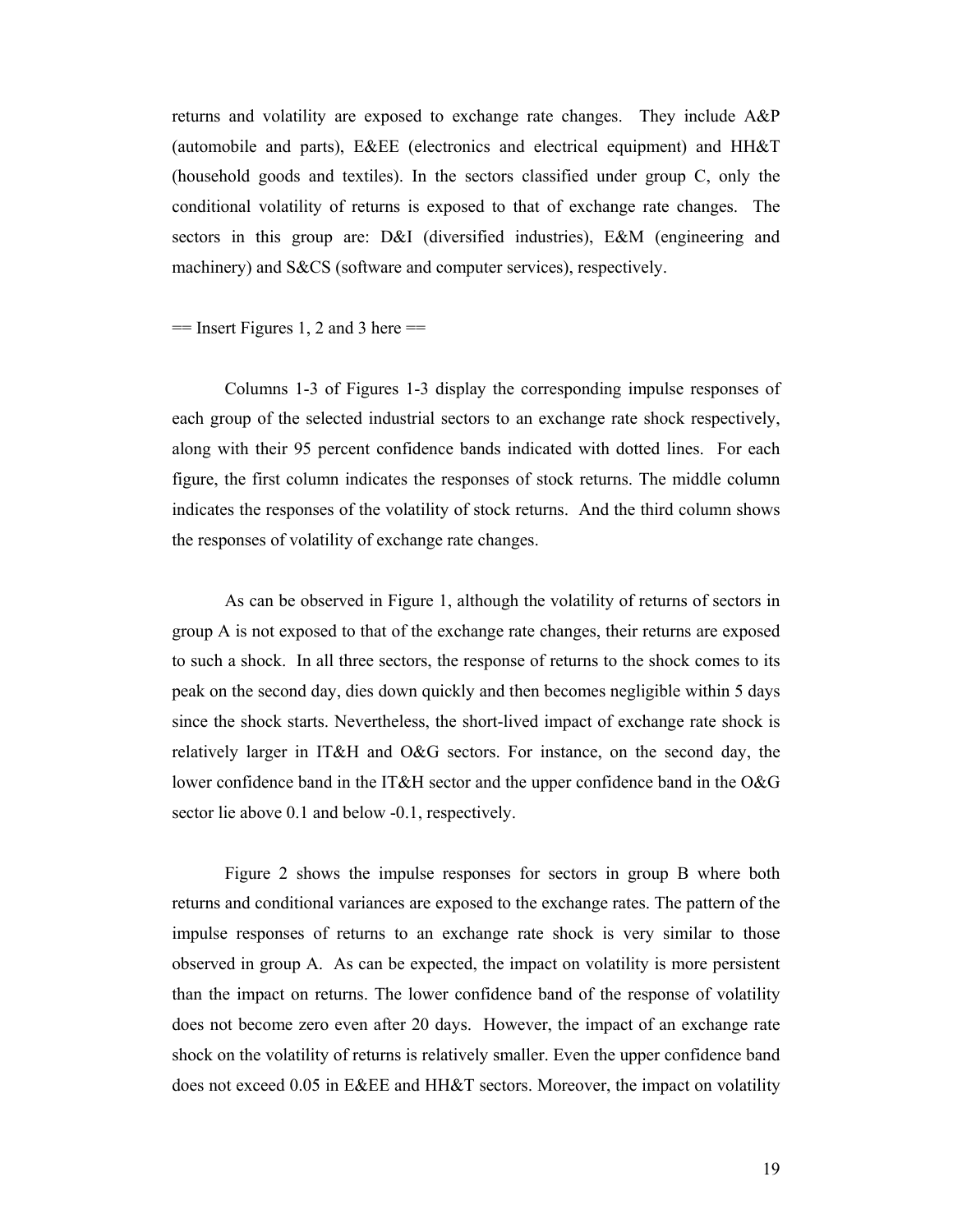returns and volatility are exposed to exchange rate changes. They include A&P (automobile and parts), E&EE (electronics and electrical equipment) and HH&T (household goods and textiles). In the sectors classified under group C, only the conditional volatility of returns is exposed to that of exchange rate changes. The sectors in this group are: D&I (diversified industries), E&M (engineering and machinery) and S&CS (software and computer services), respectively.

== Insert Figures 1, 2 and 3 here ==

Columns 1-3 of Figures 1-3 display the corresponding impulse responses of each group of the selected industrial sectors to an exchange rate shock respectively, along with their 95 percent confidence bands indicated with dotted lines. For each figure, the first column indicates the responses of stock returns. The middle column indicates the responses of the volatility of stock returns. And the third column shows the responses of volatility of exchange rate changes.

As can be observed in Figure 1, although the volatility of returns of sectors in group A is not exposed to that of the exchange rate changes, their returns are exposed to such a shock. In all three sectors, the response of returns to the shock comes to its peak on the second day, dies down quickly and then becomes negligible within 5 days since the shock starts. Nevertheless, the short-lived impact of exchange rate shock is relatively larger in IT&H and O&G sectors. For instance, on the second day, the lower confidence band in the IT&H sector and the upper confidence band in the O&G sector lie above 0.1 and below -0.1, respectively.

Figure 2 shows the impulse responses for sectors in group B where both returns and conditional variances are exposed to the exchange rates. The pattern of the impulse responses of returns to an exchange rate shock is very similar to those observed in group A. As can be expected, the impact on volatility is more persistent than the impact on returns. The lower confidence band of the response of volatility does not become zero even after 20 days. However, the impact of an exchange rate shock on the volatility of returns is relatively smaller. Even the upper confidence band does not exceed 0.05 in E&EE and HH&T sectors. Moreover, the impact on volatility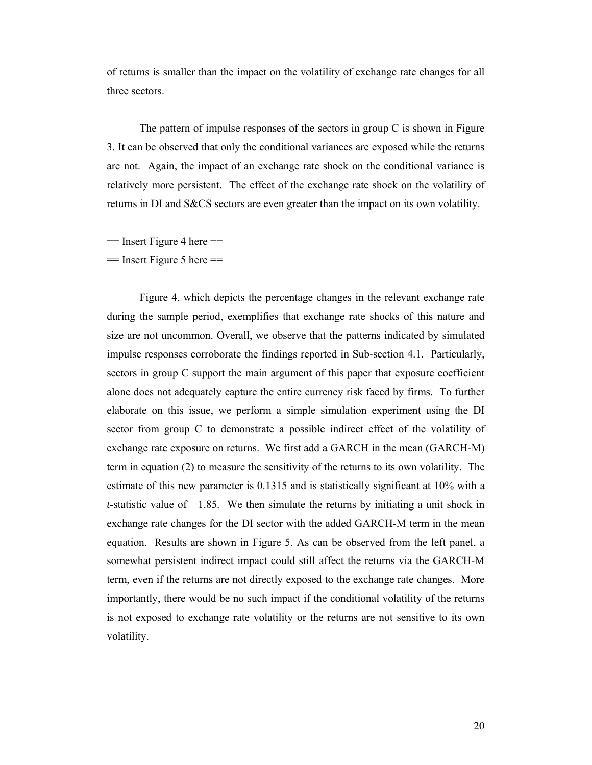of returns is smaller than the impact on the volatility of exchange rate changes for all three sectors.

The pattern of impulse responses of the sectors in group C is shown in Figure 3. It can be observed that only the conditional variances are exposed while the returns are not. Again, the impact of an exchange rate shock on the conditional variance is relatively more persistent. The effect of the exchange rate shock on the volatility of returns in DI and S&CS sectors are even greater than the impact on its own volatility.

== Insert Figure 4 here ==
== Insert Figure 5 here ==

Figure 4, which depicts the percentage changes in the relevant exchange rate during the sample period, exemplifies that exchange rate shocks of this nature and size are not uncommon. Overall, we observe that the patterns indicated by simulated impulse responses corroborate the findings reported in Sub-section 4.1. Particularly, sectors in group C support the main argument of this paper that exposure coefficient alone does not adequately capture the entire currency risk faced by firms. To further elaborate on this issue, we perform a simple simulation experiment using the DI sector from group C to demonstrate a possible indirect effect of the volatility of exchange rate exposure on returns. We first add a GARCH in the mean (GARCH-M) term in equation (2) to measure the sensitivity of the returns to its own volatility. The estimate of this new parameter is 0.1315 and is statistically significant at 10% with a *t*-statistic value of 1.85. We then simulate the returns by initiating a unit shock in exchange rate changes for the DI sector with the added GARCH-M term in the mean equation. Results are shown in Figure 5. As can be observed from the left panel, a somewhat persistent indirect impact could still affect the returns via the GARCH-M term, even if the returns are not directly exposed to the exchange rate changes. More importantly, there would be no such impact if the conditional volatility of the returns is not exposed to exchange rate volatility or the returns are not sensitive to its own volatility.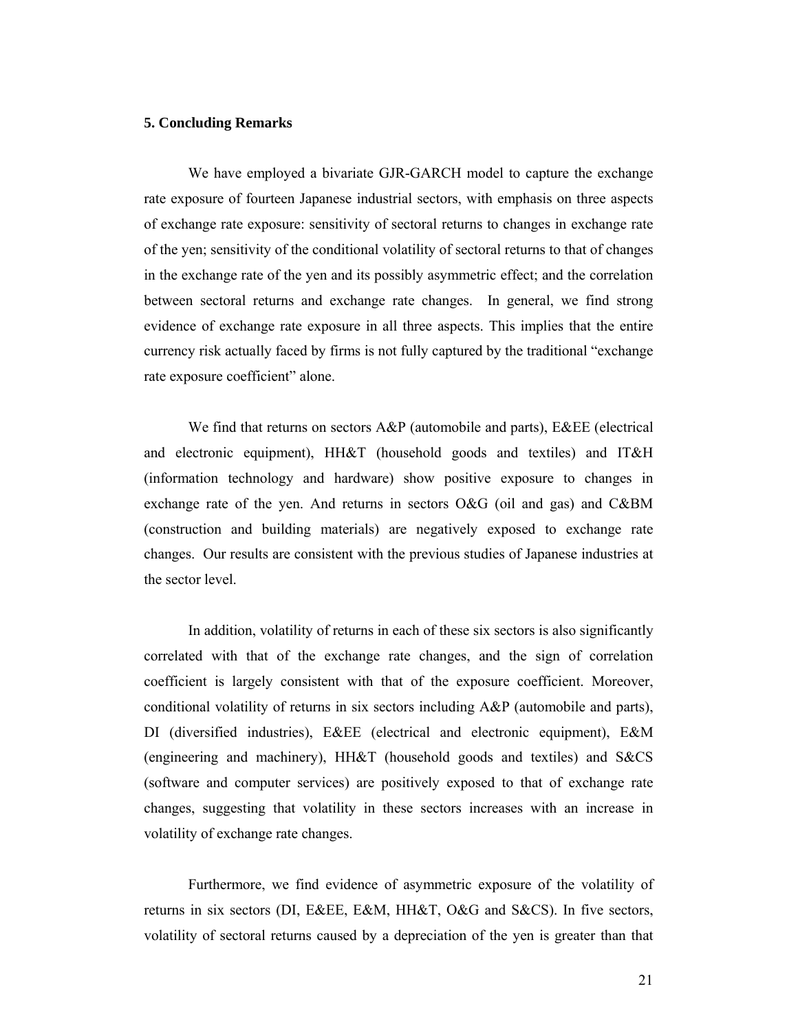## 5. Concluding Remarks

We have employed a bivariate GJR-GARCH model to capture the exchange rate exposure of fourteen Japanese industrial sectors, with emphasis on three aspects of exchange rate exposure: sensitivity of sectoral returns to changes in exchange rate of the yen; sensitivity of the conditional volatility of sectoral returns to that of changes in the exchange rate of the yen and its possibly asymmetric effect; and the correlation between sectoral returns and exchange rate changes. In general, we find strong evidence of exchange rate exposure in all three aspects. This implies that the entire currency risk actually faced by firms is not fully captured by the traditional "exchange rate exposure coefficient" alone.

We find that returns on sectors A&P (automobile and parts), E&EE (electrical and electronic equipment), HH&T (household goods and textiles) and IT&H (information technology and hardware) show positive exposure to changes in exchange rate of the yen. And returns in sectors O&G (oil and gas) and C&BM (construction and building materials) are negatively exposed to exchange rate changes. Our results are consistent with the previous studies of Japanese industries at the sector level.

In addition, volatility of returns in each of these six sectors is also significantly correlated with that of the exchange rate changes, and the sign of correlation coefficient is largely consistent with that of the exposure coefficient. Moreover, conditional volatility of returns in six sectors including A&P (automobile and parts), DI (diversified industries), E&EE (electrical and electronic equipment), E&M (engineering and machinery), HH&T (household goods and textiles) and S&CS (software and computer services) are positively exposed to that of exchange rate changes, suggesting that volatility in these sectors increases with an increase in volatility of exchange rate changes.

Furthermore, we find evidence of asymmetric exposure of the volatility of returns in six sectors (DI, E&EE, E&M, HH&T, O&G and S&CS). In five sectors, volatility of sectoral returns caused by a depreciation of the yen is greater than that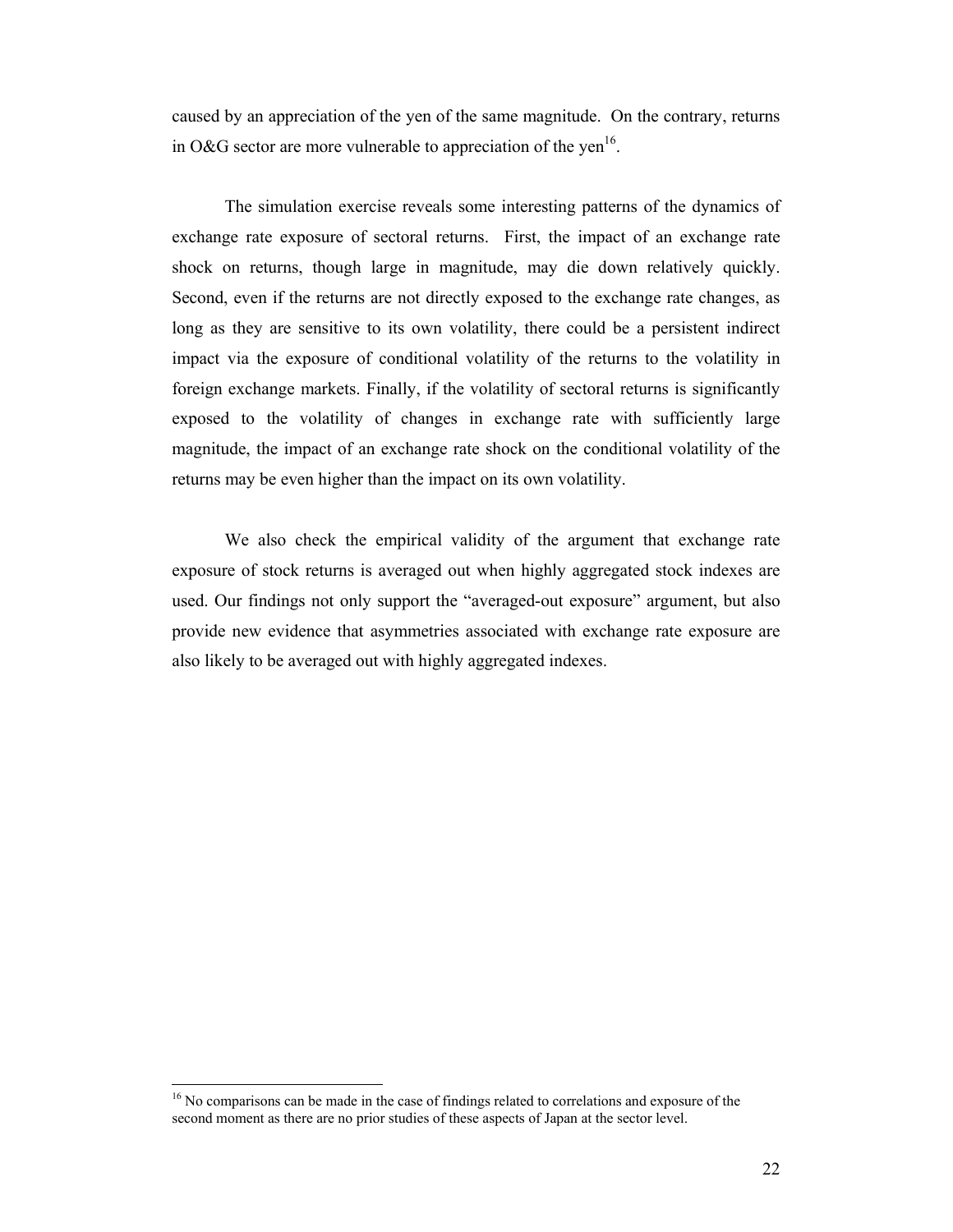caused by an appreciation of the yen of the same magnitude. On the contrary, returns in O&G sector are more vulnerable to appreciation of the yen[16].

The simulation exercise reveals some interesting patterns of the dynamics of exchange rate exposure of sectoral returns. First, the impact of an exchange rate shock on returns, though large in magnitude, may die down relatively quickly. Second, even if the returns are not directly exposed to the exchange rate changes, as long as they are sensitive to its own volatility, there could be a persistent indirect impact via the exposure of conditional volatility of the returns to the volatility in foreign exchange markets. Finally, if the volatility of sectoral returns is significantly exposed to the volatility of changes in exchange rate with sufficiently large magnitude, the impact of an exchange rate shock on the conditional volatility of the returns may be even higher than the impact on its own volatility.

We also check the empirical validity of the argument that exchange rate exposure of stock returns is averaged out when highly aggregated stock indexes are used. Our findings not only support the "averaged-out exposure" argument, but also provide new evidence that asymmetries associated with exchange rate exposure are also likely to be averaged out with highly aggregated indexes.

[16] No comparisons can be made in the case of findings related to correlations and exposure of the second moment as there are no prior studies of these aspects of Japan at the sector level.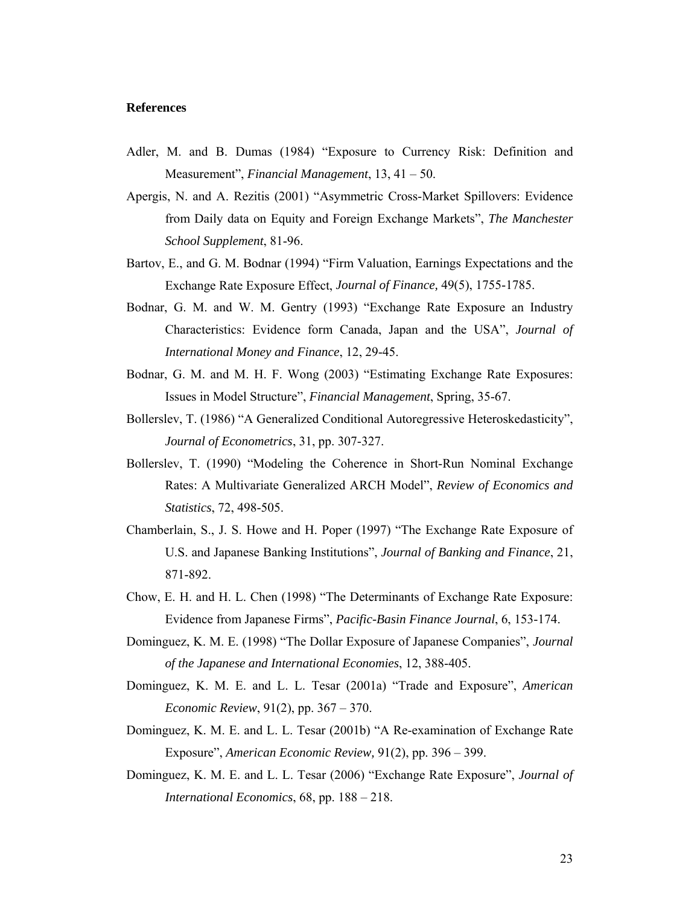**References**

Adler, M. and B. Dumas (1984) "Exposure to Currency Risk: Definition and Measurement", *Financial Management*, 13, 41 – 50.

Apergis, N. and A. Rezitis (2001) "Asymmetric Cross-Market Spillovers: Evidence from Daily data on Equity and Foreign Exchange Markets", *The Manchester School Supplement*, 81-96.

Bartov, E., and G. M. Bodnar (1994) "Firm Valuation, Earnings Expectations and the Exchange Rate Exposure Effect, *Journal of Finance,* 49(5), 1755-1785.

Bodnar, G. M. and W. M. Gentry (1993) "Exchange Rate Exposure an Industry Characteristics: Evidence form Canada, Japan and the USA", *Journal of International Money and Finance*, 12, 29-45.

Bodnar, G. M. and M. H. F. Wong (2003) "Estimating Exchange Rate Exposures: Issues in Model Structure", *Financial Management*, Spring, 35-67.

Bollerslev, T. (1986) "A Generalized Conditional Autoregressive Heteroskedasticity", *Journal of Econometrics*, 31, pp. 307-327.

Bollerslev, T. (1990) "Modeling the Coherence in Short-Run Nominal Exchange Rates: A Multivariate Generalized ARCH Model", *Review of Economics and Statistics*, 72, 498-505.

Chamberlain, S., J. S. Howe and H. Poper (1997) "The Exchange Rate Exposure of U.S. and Japanese Banking Institutions", *Journal of Banking and Finance*, 21, 871-892.

Chow, E. H. and H. L. Chen (1998) "The Determinants of Exchange Rate Exposure: Evidence from Japanese Firms", *Pacific-Basin Finance Journal*, 6, 153-174.

Dominguez, K. M. E. (1998) "The Dollar Exposure of Japanese Companies", *Journal of the Japanese and International Economies*, 12, 388-405.

Dominguez, K. M. E. and L. L. Tesar (2001a) "Trade and Exposure", *American Economic Review*, 91(2), pp. 367 – 370.

Dominguez, K. M. E. and L. L. Tesar (2001b) "A Re-examination of Exchange Rate Exposure", *American Economic Review,* 91(2), pp. 396 – 399.

Dominguez, K. M. E. and L. L. Tesar (2006) "Exchange Rate Exposure", *Journal of International Economics*, 68, pp. 188 – 218.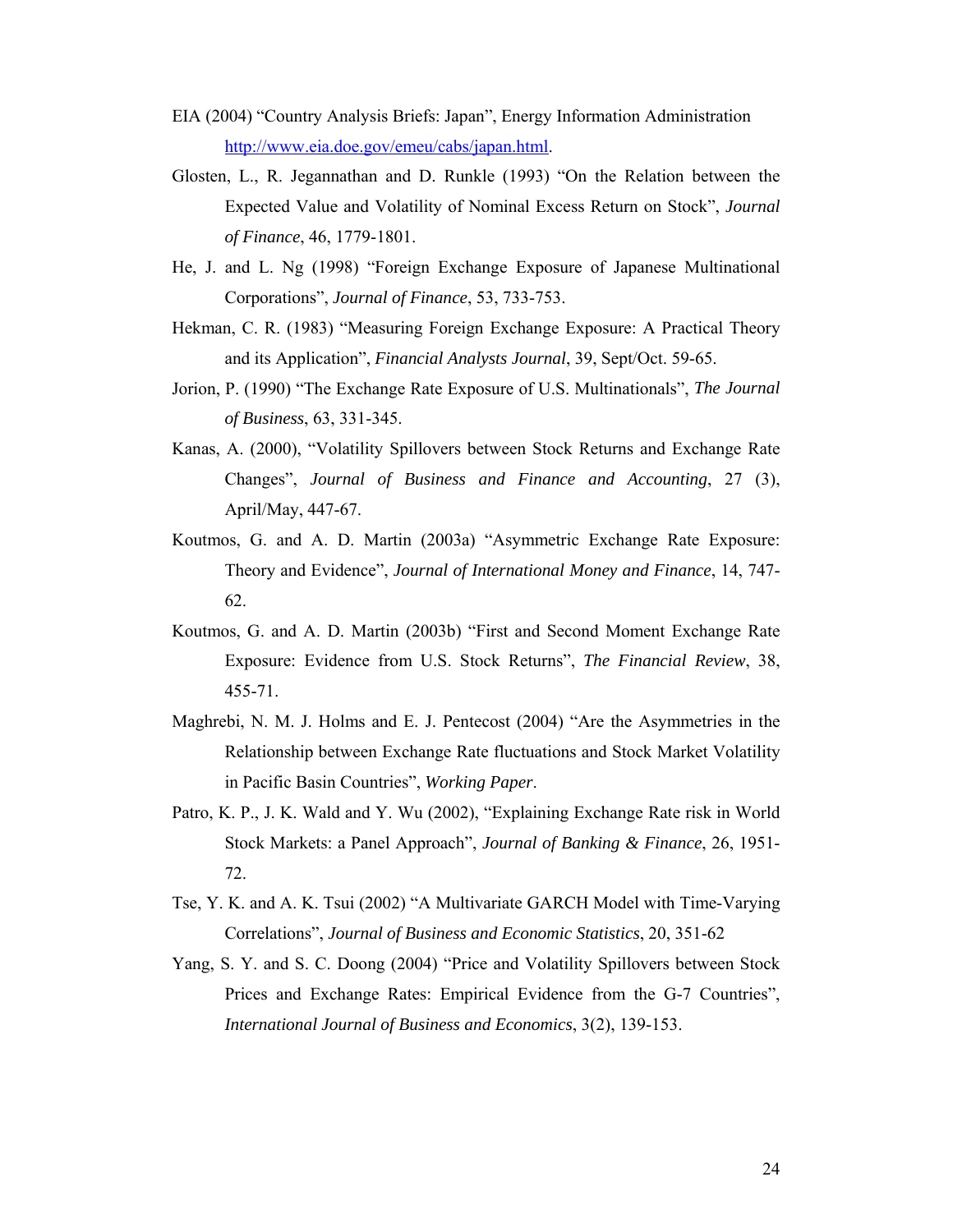EIA (2004) "Country Analysis Briefs: Japan", Energy Information Administration http://www.eia.doe.gov/emeu/cabs/japan.html.

Glosten, L., R. Jegannathan and D. Runkle (1993) "On the Relation between the Expected Value and Volatility of Nominal Excess Return on Stock", *Journal of Finance*, 46, 1779-1801.

He, J. and L. Ng (1998) "Foreign Exchange Exposure of Japanese Multinational Corporations", *Journal of Finance*, 53, 733-753.

Hekman, C. R. (1983) "Measuring Foreign Exchange Exposure: A Practical Theory and its Application", *Financial Analysts Journal*, 39, Sept/Oct. 59-65.

Jorion, P. (1990) "The Exchange Rate Exposure of U.S. Multinationals", *The Journal of Business*, 63, 331-345.

Kanas, A. (2000), "Volatility Spillovers between Stock Returns and Exchange Rate Changes", *Journal of Business and Finance and Accounting*, 27 (3), April/May, 447-67.

Koutmos, G. and A. D. Martin (2003a) "Asymmetric Exchange Rate Exposure: Theory and Evidence", *Journal of International Money and Finance*, 14, 747-62.

Koutmos, G. and A. D. Martin (2003b) "First and Second Moment Exchange Rate Exposure: Evidence from U.S. Stock Returns", *The Financial Review*, 38, 455-71.

Maghrebi, N. M. J. Holms and E. J. Pentecost (2004) "Are the Asymmetries in the Relationship between Exchange Rate fluctuations and Stock Market Volatility in Pacific Basin Countries", *Working Paper*.

Patro, K. P., J. K. Wald and Y. Wu (2002), "Explaining Exchange Rate risk in World Stock Markets: a Panel Approach", *Journal of Banking & Finance*, 26, 1951-72.

Tse, Y. K. and A. K. Tsui (2002) "A Multivariate GARCH Model with Time-Varying Correlations", *Journal of Business and Economic Statistics*, 20, 351-62

Yang, S. Y. and S. C. Doong (2004) "Price and Volatility Spillovers between Stock Prices and Exchange Rates: Empirical Evidence from the G-7 Countries", *International Journal of Business and Economics*, 3(2), 139-153.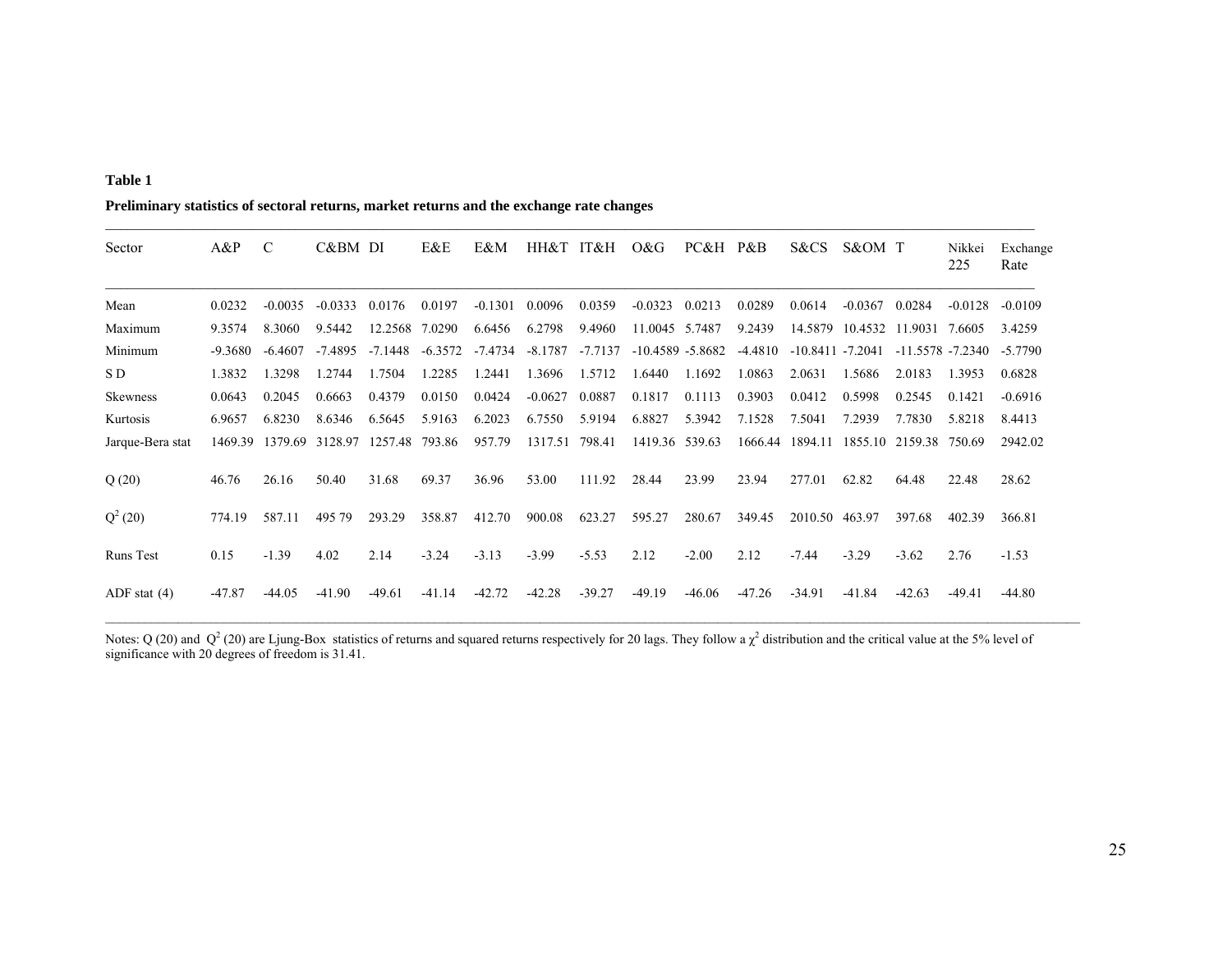**Table 1**

**Preliminary statistics of sectoral returns, market returns and the exchange rate changes**

| Sector | A&P | C | C&BM | DI | E&E | E&M | HH&T | IT&H | O&G | PC&H | P&B | S&CS | S&OM | T | Nikkei 225 | Exchange Rate |
|---|---|---|---|---|---|---|---|---|---|---|---|---|---|---|---|---|
| Mean | 0.0232 | -0.0035 | -0.0333 | 0.0176 | 0.0197 | -0.1301 | 0.0096 | 0.0359 | -0.0323 | 0.0213 | 0.0289 | 0.0614 | -0.0367 | 0.0284 | -0.0128 | -0.0109 |
| Maximum | 9.3574 | 8.3060 | 9.5442 | 12.2568 | 7.0290 | 6.6456 | 6.2798 | 9.4960 | 11.0045 | 5.7487 | 9.2439 | 14.5879 | 10.4532 | 11.9031 | 7.6605 | 3.4259 |
| Minimum | -9.3680 | -6.4607 | -7.4895 | -7.1448 | -6.3572 | -7.4734 | -8.1787 | -7.7137 | -10.4589 | -5.8682 | -4.4810 | -10.8411 | -7.2041 | -11.5578 | -7.2340 | -5.7790 |
| S D | 1.3832 | 1.3298 | 1.2744 | 1.7504 | 1.2285 | 1.2441 | 1.3696 | 1.5712 | 1.6440 | 1.1692 | 1.0863 | 2.0631 | 1.5686 | 2.0183 | 1.3953 | 0.6828 |
| Skewness | 0.0643 | 0.2045 | 0.6663 | 0.4379 | 0.0150 | 0.0424 | -0.0627 | 0.0887 | 0.1817 | 0.1113 | 0.3903 | 0.0412 | 0.5998 | 0.2545 | 0.1421 | -0.6916 |
| Kurtosis | 6.9657 | 6.8230 | 8.6346 | 6.5645 | 5.9163 | 6.2023 | 6.7550 | 5.9194 | 6.8827 | 5.3942 | 7.1528 | 7.5041 | 7.2939 | 7.7830 | 5.8218 | 8.4413 |
| Jarque-Bera stat | 1469.39 | 1379.69 | 3128.97 | 1257.48 | 793.86 | 957.79 | 1317.51 | 798.41 | 1419.36 | 539.63 | 1666.44 | 1894.11 | 1855.10 | 2159.38 | 750.69 | 2942.02 |
| Q (20) | 46.76 | 26.16 | 50.40 | 31.68 | 69.37 | 36.96 | 53.00 | 111.92 | 28.44 | 23.99 | 23.94 | 277.01 | 62.82 | 64.48 | 22.48 | 28.62 |
| $Q^2$ (20) | 774.19 | 587.11 | 495 79 | 293.29 | 358.87 | 412.70 | 900.08 | 623.27 | 595.27 | 280.67 | 349.45 | 2010.50 | 463.97 | 397.68 | 402.39 | 366.81 |
| Runs Test | 0.15 | -1.39 | 4.02 | 2.14 | -3.24 | -3.13 | -3.99 | -5.53 | 2.12 | -2.00 | 2.12 | -7.44 | -3.29 | -3.62 | 2.76 | -1.53 |
| ADF stat (4) | -47.87 | -44.05 | -41.90 | -49.61 | -41.14 | -42.72 | -42.28 | -39.27 | -49.19 | -46.06 | -47.26 | -34.91 | -41.84 | -42.63 | -49.41 | -44.80 |

Notes: Q (20) and $Q^2$ (20) are Ljung-Box statistics of returns and squared returns respectively for 20 lags. They follow a $\chi^2$ distribution and the critical value at the 5% level of significance with 20 degrees of freedom is 31.41.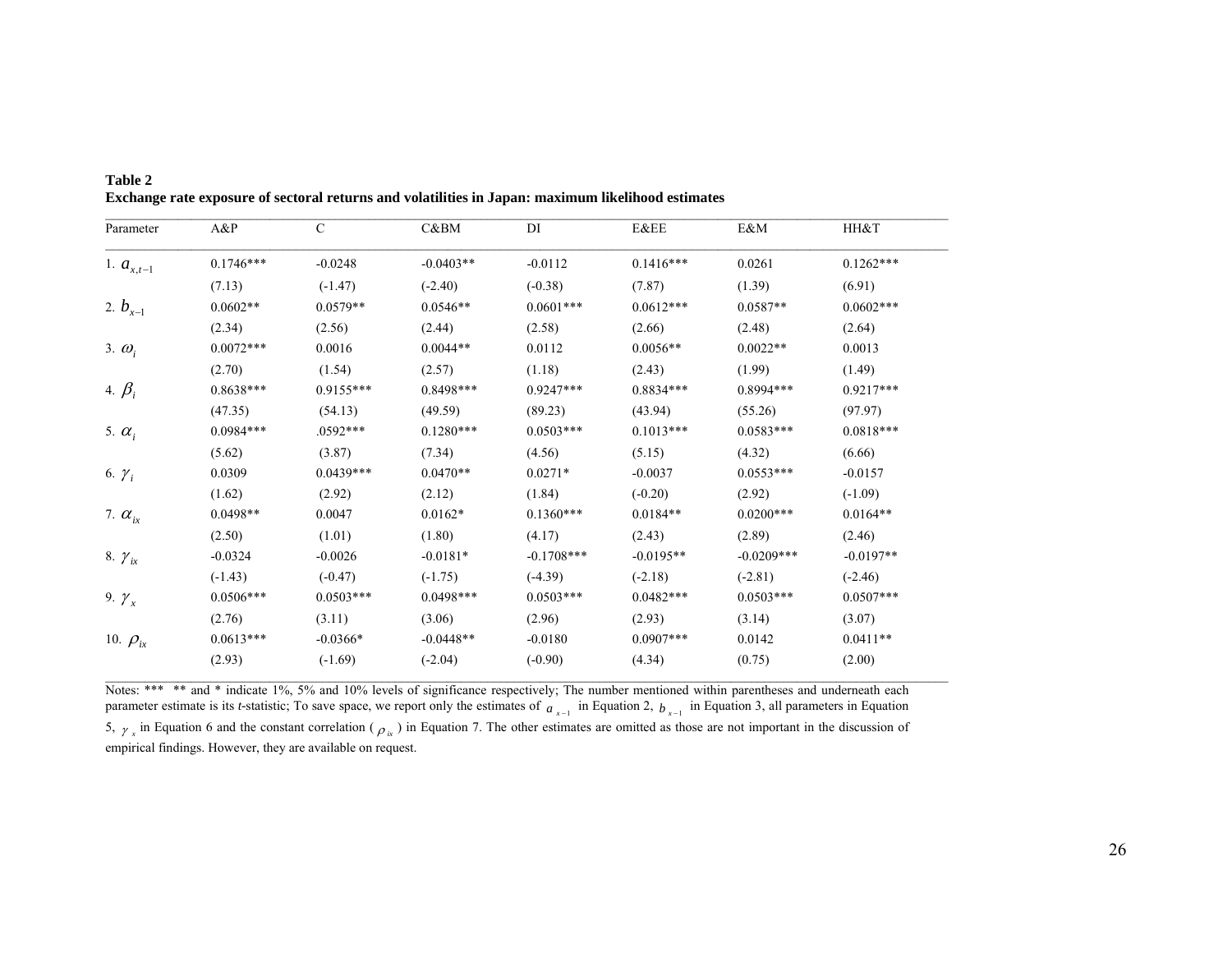**Table 2**
**Exchange rate exposure of sectoral returns and volatilities in Japan: maximum likelihood estimates**

| Parameter | A&P | C | C&BM | DI | E&EE | E&M | HH&T |
|---|---|---|---|---|---|---|---|
| 1. $a_{x,t-1}$ | 0.1746*** | -0.0248 | -0.0403** | -0.0112 | 0.1416*** | 0.0261 | 0.1262*** |
| | (7.13) | (-1.47) | (-2.40) | (-0.38) | (7.87) | (1.39) | (6.91) |
| 2. $b_{x-1}$ | 0.0602** | 0.0579** | 0.0546** | 0.0601*** | 0.0612*** | 0.0587** | 0.0602*** |
| | (2.34) | (2.56) | (2.44) | (2.58) | (2.66) | (2.48) | (2.64) |
| 3. $\omega_i$ | 0.0072*** | 0.0016 | 0.0044** | 0.0112 | 0.0056** | 0.0022** | 0.0013 |
| | (2.70) | (1.54) | (2.57) | (1.18) | (2.43) | (1.99) | (1.49) |
| 4. $\beta_i$ | 0.8638*** | 0.9155*** | 0.8498*** | 0.9247*** | 0.8834*** | 0.8994*** | 0.9217*** |
| | (47.35) | (54.13) | (49.59) | (89.23) | (43.94) | (55.26) | (97.97) |
| 5. $\alpha_i$ | 0.0984*** | .0592*** | 0.1280*** | 0.0503*** | 0.1013*** | 0.0583*** | 0.0818*** |
| | (5.62) | (3.87) | (7.34) | (4.56) | (5.15) | (4.32) | (6.66) |
| 6. $\gamma_i$ | 0.0309 | 0.0439*** | 0.0470** | 0.0271* | -0.0037 | 0.0553*** | -0.0157 |
| | (1.62) | (2.92) | (2.12) | (1.84) | (-0.20) | (2.92) | (-1.09) |
| 7. $\alpha_{ix}$ | 0.0498** | 0.0047 | 0.0162* | 0.1360*** | 0.0184** | 0.0200*** | 0.0164** |
| | (2.50) | (1.01) | (1.80) | (4.17) | (2.43) | (2.89) | (2.46) |
| 8. $\gamma_{ix}$ | -0.0324 | -0.0026 | -0.0181* | -0.1708*** | -0.0195** | -0.0209*** | -0.0197** |
| | (-1.43) | (-0.47) | (-1.75) | (-4.39) | (-2.18) | (-2.81) | (-2.46) |
| 9. $\gamma_x$ | 0.0506*** | 0.0503*** | 0.0498*** | 0.0503*** | 0.0482*** | 0.0503*** | 0.0507*** |
| | (2.76) | (3.11) | (3.06) | (2.96) | (2.93) | (3.14) | (3.07) |
| 10. $\rho_{ix}$ | 0.0613*** | -0.0366* | -0.0448** | -0.0180 | 0.0907*** | 0.0142 | 0.0411** |
| | (2.93) | (-1.69) | (-2.04) | (-0.90) | (4.34) | (0.75) | (2.00) |

Notes: *** ** and * indicate 1%, 5% and 10% levels of significance respectively; The number mentioned within parentheses and underneath each parameter estimate is its *t*-statistic; To save space, we report only the estimates of $a_{x-1}$ in Equation 2, $b_{x-1}$ in Equation 3, all parameters in Equation 5, $\gamma_x$ in Equation 6 and the constant correlation ( $\rho_{ix}$ ) in Equation 7. The other estimates are omitted as those are not important in the discussion of empirical findings. However, they are available on request.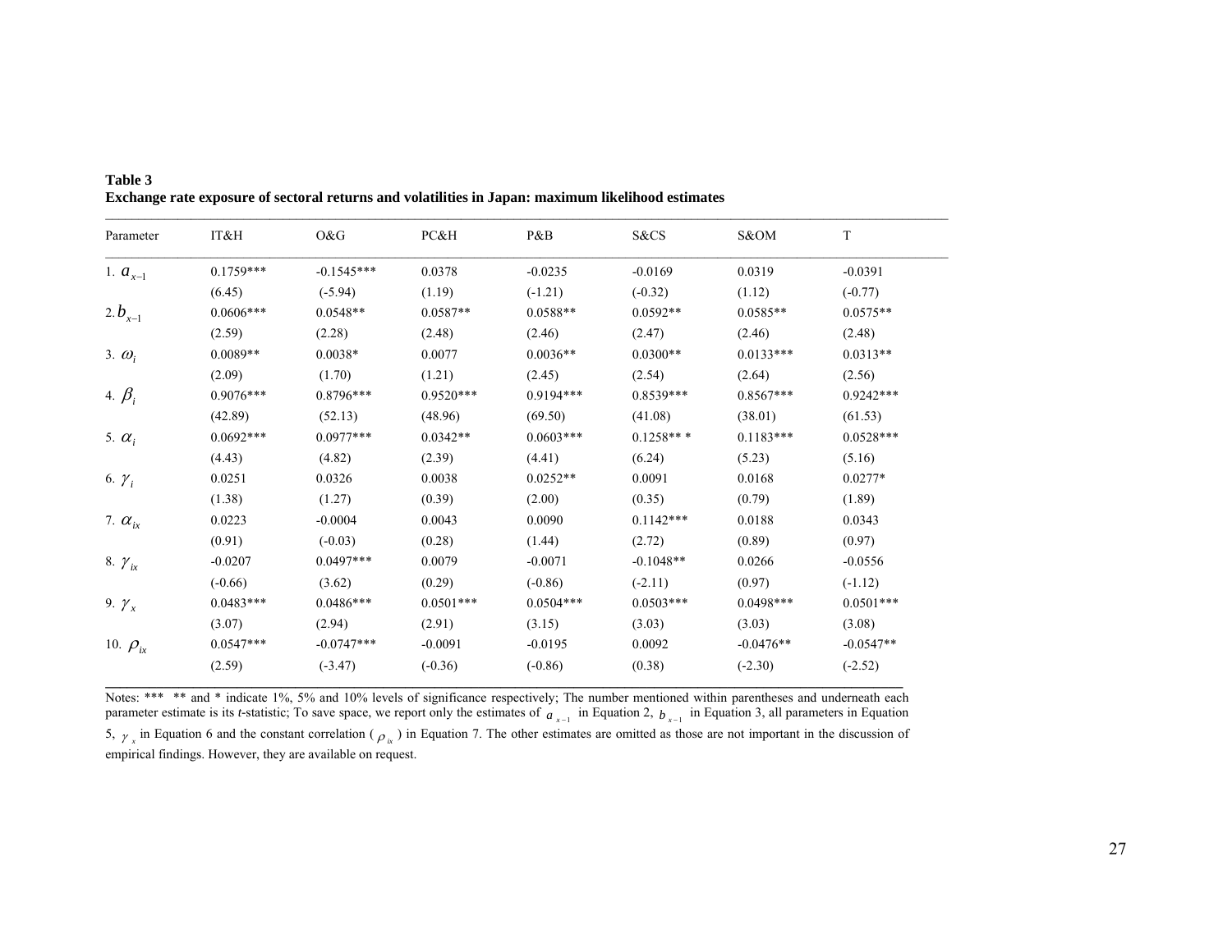**Table 3**
**Exchange rate exposure of sectoral returns and volatilities in Japan: maximum likelihood estimates**

| Parameter | IT&H | O&G | PC&H | P&B | S&CS | S&OM | T |
|---|---|---|---|---|---|---|---|
| 1. $a_{x-1}$ | 0.1759*** | -0.1545*** | 0.0378 | -0.0235 | -0.0169 | 0.0319 | -0.0391 |
| | (6.45) | (-5.94) | (1.19) | (-1.21) | (-0.32) | (1.12) | (-0.77) |
| 2. $b_{x-1}$ | 0.0606*** | 0.0548** | 0.0587** | 0.0588** | 0.0592** | 0.0585** | 0.0575** |
| | (2.59) | (2.28) | (2.48) | (2.46) | (2.47) | (2.46) | (2.48) |
| 3. $\omega_i$ | 0.0089** | 0.0038* | 0.0077 | 0.0036** | 0.0300** | 0.0133*** | 0.0313** |
| | (2.09) | (1.70) | (1.21) | (2.45) | (2.54) | (2.64) | (2.56) |
| 4. $\beta_i$ | 0.9076*** | 0.8796*** | 0.9520*** | 0.9194*** | 0.8539*** | 0.8567*** | 0.9242*** |
| | (42.89) | (52.13) | (48.96) | (69.50) | (41.08) | (38.01) | (61.53) |
| 5. $\alpha_i$ | 0.0692*** | 0.0977*** | 0.0342** | 0.0603*** | 0.1258*** | 0.1183*** | 0.0528*** |
| | (4.43) | (4.82) | (2.39) | (4.41) | (6.24) | (5.23) | (5.16) |
| 6. $\gamma_i$ | 0.0251 | 0.0326 | 0.0038 | 0.0252** | 0.0091 | 0.0168 | 0.0277* |
| | (1.38) | (1.27) | (0.39) | (2.00) | (0.35) | (0.79) | (1.89) |
| 7. $\alpha_{ix}$ | 0.0223 | -0.0004 | 0.0043 | 0.0090 | 0.1142*** | 0.0188 | 0.0343 |
| | (0.91) | (-0.03) | (0.28) | (1.44) | (2.72) | (0.89) | (0.97) |
| 8. $\gamma_{ix}$ | -0.0207 | 0.0497*** | 0.0079 | -0.0071 | -0.1048** | 0.0266 | -0.0556 |
| | (-0.66) | (3.62) | (0.29) | (-0.86) | (-2.11) | (0.97) | (-1.12) |
| 9. $\gamma_x$ | 0.0483*** | 0.0486*** | 0.0501*** | 0.0504*** | 0.0503*** | 0.0498*** | 0.0501*** |
| | (3.07) | (2.94) | (2.91) | (3.15) | (3.03) | (3.03) | (3.08) |
| 10. $\rho_{ix}$ | 0.0547*** | -0.0747*** | -0.0091 | -0.0195 | 0.0092 | -0.0476** | -0.0547** |
| | (2.59) | (-3.47) | (-0.36) | (-0.86) | (0.38) | (-2.30) | (-2.52) |

Notes: *** ** and * indicate 1%, 5% and 10% levels of significance respectively; The number mentioned within parentheses and underneath each parameter estimate is its *t*-statistic; To save space, we report only the estimates of $a_{x-1}$ in Equation 2, $b_{x-1}$ in Equation 3, all parameters in Equation 5, $\gamma_x$ in Equation 6 and the constant correlation ($\rho_{ix}$) in Equation 7. The other estimates are omitted as those are not important in the discussion of empirical findings. However, they are available on request.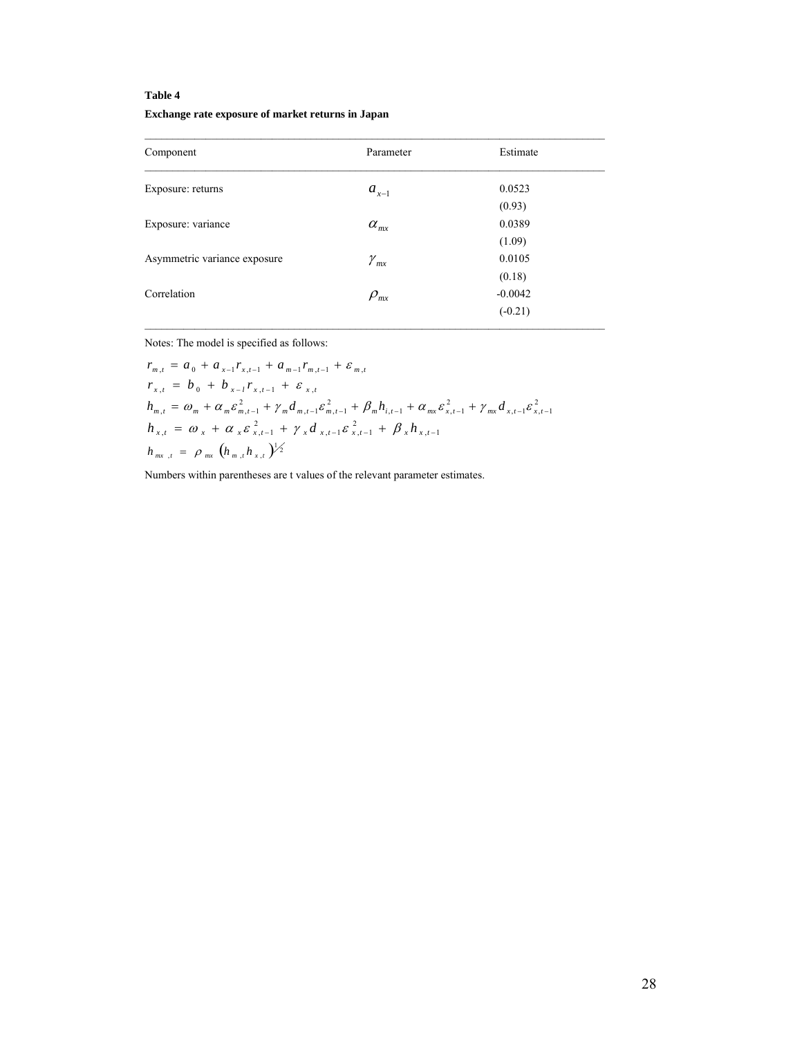**Table 4**

**Exchange rate exposure of market returns in Japan**

| Component | Parameter | Estimate |
|---|---|---|
| Exposure: returns | $a_{x-1}$ | 0.0523 |
| | | (0.93) |
| Exposure: variance | $\alpha_{mx}$ | 0.0389 |
| | | (1.09) |
| Asymmetric variance exposure | $\gamma_{mx}$ | 0.0105 |
| | | (0.18) |
| Correlation | $\rho_{mx}$ | -0.0042 |
| | | (-0.21) |

Notes: The model is specified as follows:

$$r_{m,t} = a_0 + a_{x-1} r_{x,t-1} + a_{m-1} r_{m,t-1} + \varepsilon_{m,t}$$

$$r_{x,t} = b_0 + b_{x-1} r_{x,t-1} + \varepsilon_{x,t}$$

$$h_{m,t} = \omega_m + \alpha_m \varepsilon_{m,t-1}^2 + \gamma_m d_{m,t-1} \varepsilon_{m,t-1}^2 + \beta_m h_{i,t-1} + \alpha_{mx} \varepsilon_{x,t-1}^2 + \gamma_{mx} d_{x,t-1} \varepsilon_{x,t-1}^2$$

$$h_{x,t} = \omega_x + \alpha_x \varepsilon_{x,t-1}^2 + \gamma_x d_{x,t-1} \varepsilon_{x,t-1}^2 + \beta_x h_{x,t-1}$$

$$h_{mx,t} = \rho_{mx} \left( h_{m,t} h_{x,t} \right)^{1/2}$$

Numbers within parentheses are t values of the relevant parameter estimates.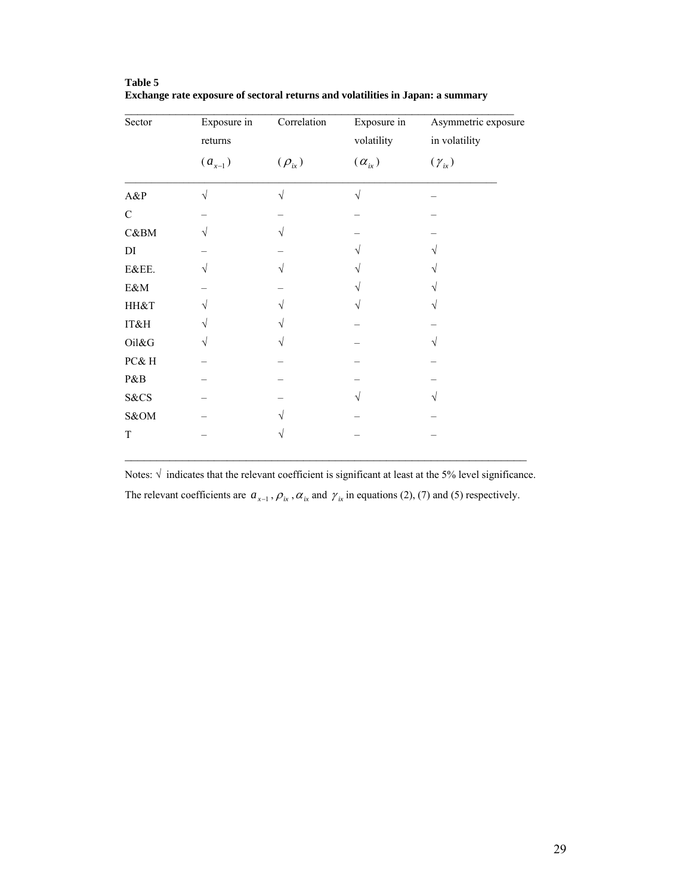**Table 5**
**Exchange rate exposure of sectoral returns and volatilities in Japan: a summary**

| Sector | Exposure in returns ($a_{x-1}$) | Correlation ($\rho_{ix}$) | Exposure in volatility ($\alpha_{ix}$) | Asymmetric exposure in volatility ($\gamma_{ix}$) |
|---|---|---|---|---|
| A&P | √ | √ | √ | – |
| C | – | – | – | – |
| C&BM | √ | √ | – | – |
| DI | – | – | √ | √ |
| E&EE. | √ | √ | √ | √ |
| E&M | – | – | √ | √ |
| HH&T | √ | √ | √ | √ |
| IT&H | √ | √ | – | – |
| Oil&G | √ | √ | – | √ |
| PC& H | – | – | – | – |
| P&B | – | – | – | – |
| S&CS | – | – | √ | √ |
| S&OM | – | √ | – | – |
| T | – | √ | – | – |

Notes: √ indicates that the relevant coefficient is significant at least at the 5% level significance. The relevant coefficients are $a_{x-1}$, $\rho_{ix}$, $\alpha_{ix}$ and $\gamma_{ix}$ in equations (2), (7) and (5) respectively.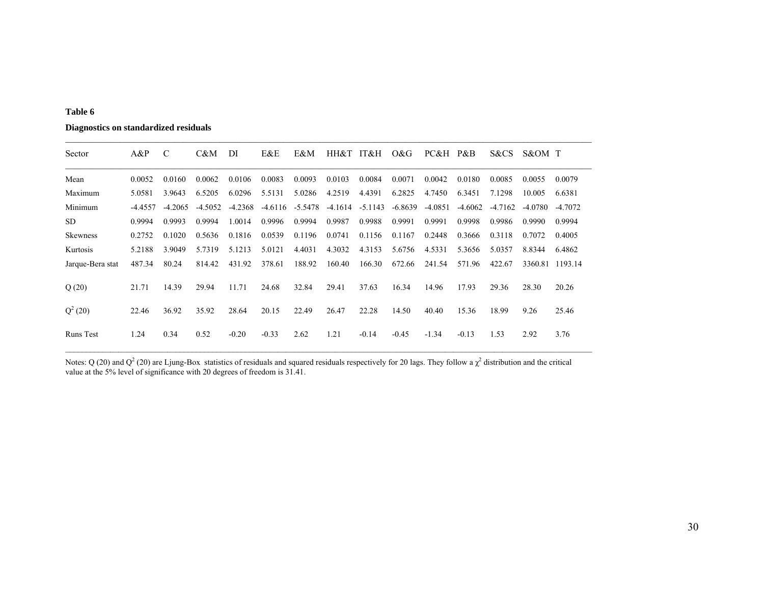**Table 6**

**Diagnostics on standardized residuals**

| Sector | A&P | C | C&M | DI | E&E | E&M | HH&T | IT&H | O&G | PC&H | P&B | S&CS | S&OM | T |
|---|---|---|---|---|---|---|---|---|---|---|---|---|---|---|
| Mean | 0.0052 | 0.0160 | 0.0062 | 0.0106 | 0.0083 | 0.0093 | 0.0103 | 0.0084 | 0.0071 | 0.0042 | 0.0180 | 0.0085 | 0.0055 | 0.0079 |
| Maximum | 5.0581 | 3.9643 | 6.5205 | 6.0296 | 5.5131 | 5.0286 | 4.2519 | 4.4391 | 6.2825 | 4.7450 | 6.3451 | 7.1298 | 10.005 | 6.6381 |
| Minimum | -4.4557 | -4.2065 | -4.5052 | -4.2368 | -4.6116 | -5.5478 | -4.1614 | -5.1143 | -6.8639 | -4.0851 | -4.6062 | -4.7162 | -4.0780 | -4.7072 |
| SD | 0.9994 | 0.9993 | 0.9994 | 1.0014 | 0.9996 | 0.9994 | 0.9987 | 0.9988 | 0.9991 | 0.9991 | 0.9998 | 0.9986 | 0.9990 | 0.9994 |
| Skewness | 0.2752 | 0.1020 | 0.5636 | 0.1816 | 0.0539 | 0.1196 | 0.0741 | 0.1156 | 0.1167 | 0.2448 | 0.3666 | 0.3118 | 0.7072 | 0.4005 |
| Kurtosis | 5.2188 | 3.9049 | 5.7319 | 5.1213 | 5.0121 | 4.4031 | 4.3032 | 4.3153 | 5.6756 | 4.5331 | 5.3656 | 5.0357 | 8.8344 | 6.4862 |
| Jarque-Bera stat | 487.34 | 80.24 | 814.42 | 431.92 | 378.61 | 188.92 | 160.40 | 166.30 | 672.66 | 241.54 | 571.96 | 422.67 | 3360.81 | 1193.14 |
| Q (20) | 21.71 | 14.39 | 29.94 | 11.71 | 24.68 | 32.84 | 29.41 | 37.63 | 16.34 | 14.96 | 17.93 | 29.36 | 28.30 | 20.26 |
| $Q^2$ (20) | 22.46 | 36.92 | 35.92 | 28.64 | 20.15 | 22.49 | 26.47 | 22.28 | 14.50 | 40.40 | 15.36 | 18.99 | 9.26 | 25.46 |
| Runs Test | 1.24 | 0.34 | 0.52 | -0.20 | -0.33 | 2.62 | 1.21 | -0.14 | -0.45 | -1.34 | -0.13 | 1.53 | 2.92 | 3.76 |

Notes: Q (20) and $Q^2$ (20) are Ljung-Box statistics of residuals and squared residuals respectively for 20 lags. They follow a $\chi^2$ distribution and the critical value at the 5% level of significance with 20 degrees of freedom is 31.41.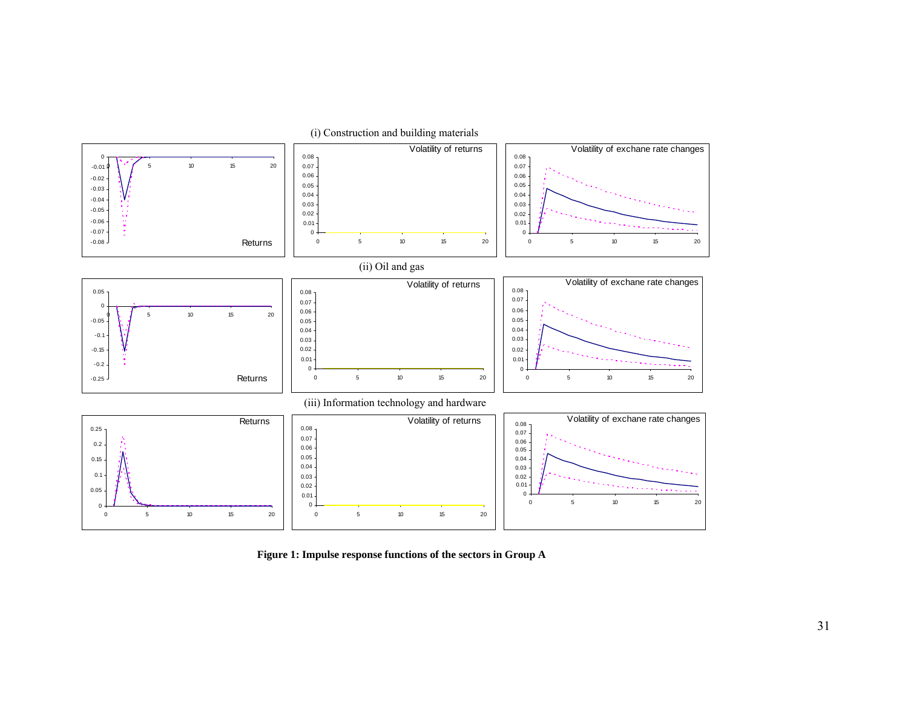(i) Construction and building materials

(ii) Oil and gas

(iii) Information technology and hardware

**Figure 1: Impulse response functions of the sectors in Group A**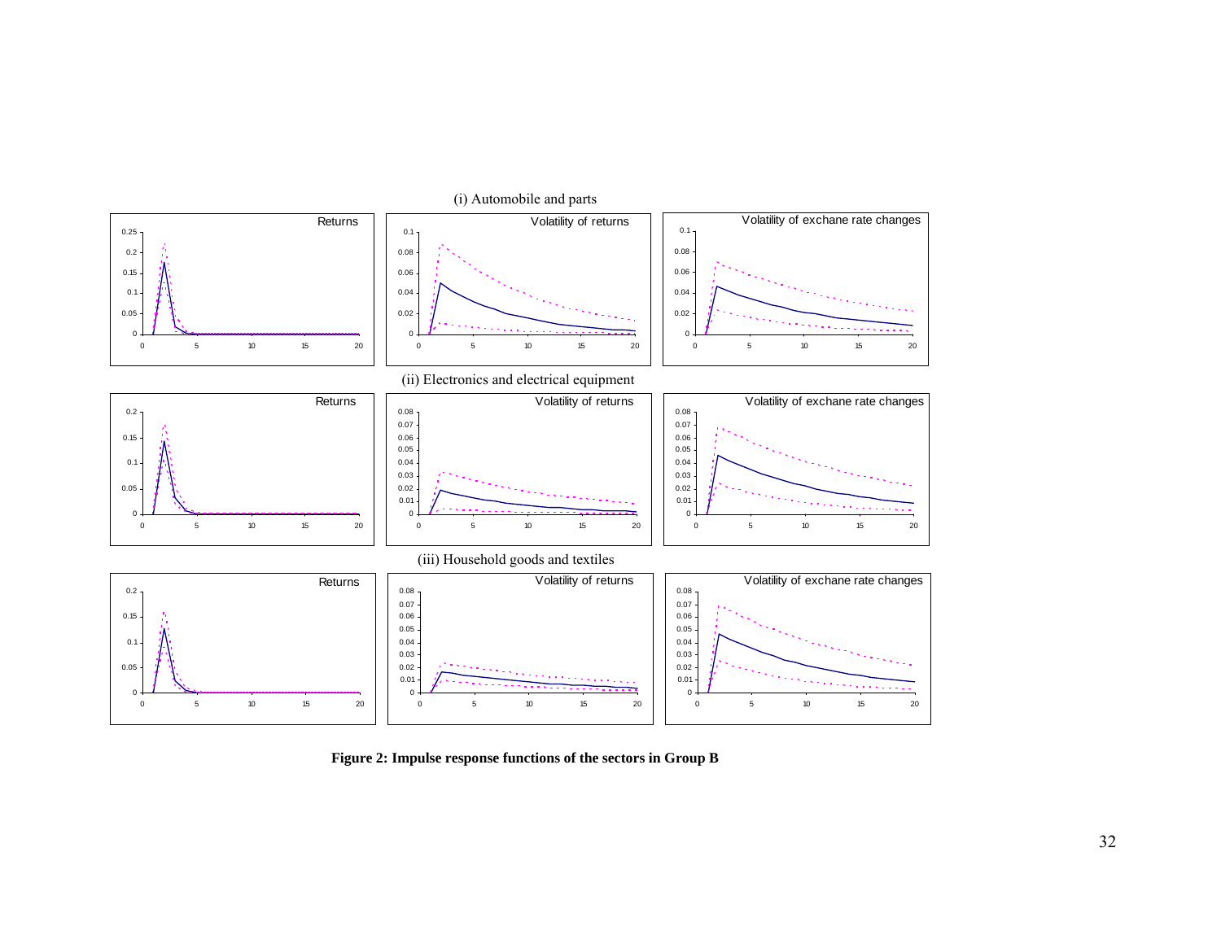(i) Automobile and parts

(ii) Electronics and electrical equipment

(iii) Household goods and textiles

**Figure 2: Impulse response functions of the sectors in Group B**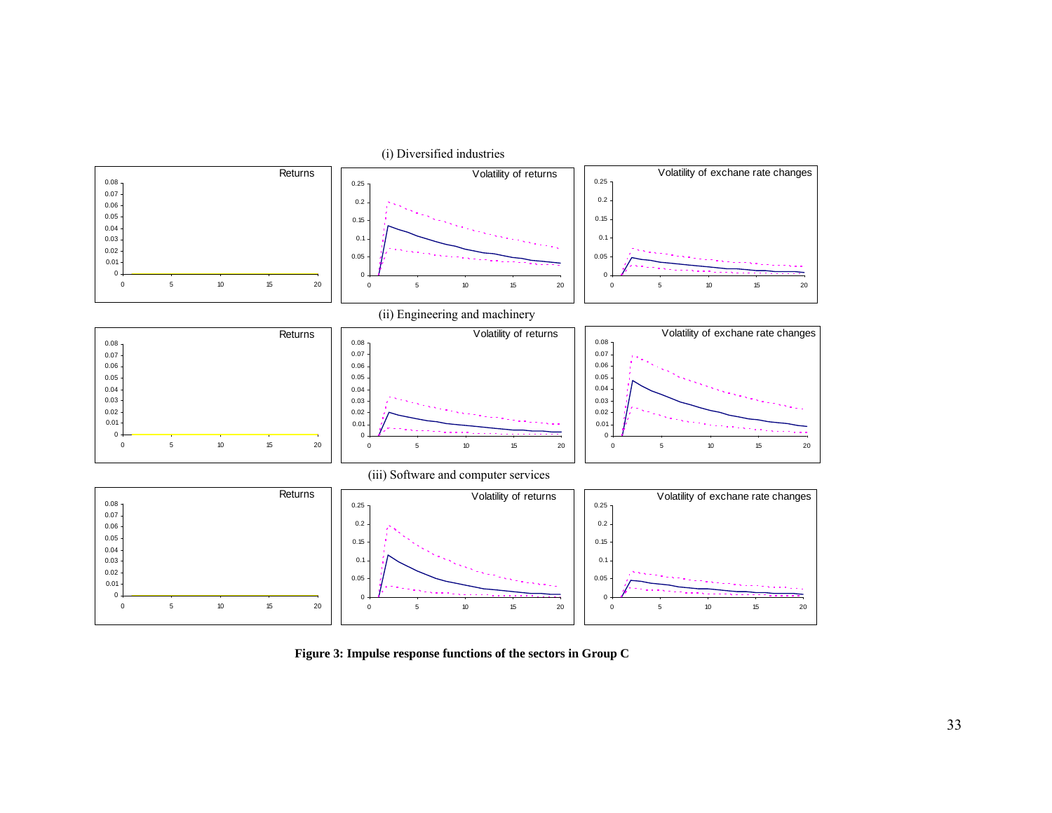(i) Diversified industries

(ii) Engineering and machinery

(iii) Software and computer services

**Figure 3: Impulse response functions of the sectors in Group C**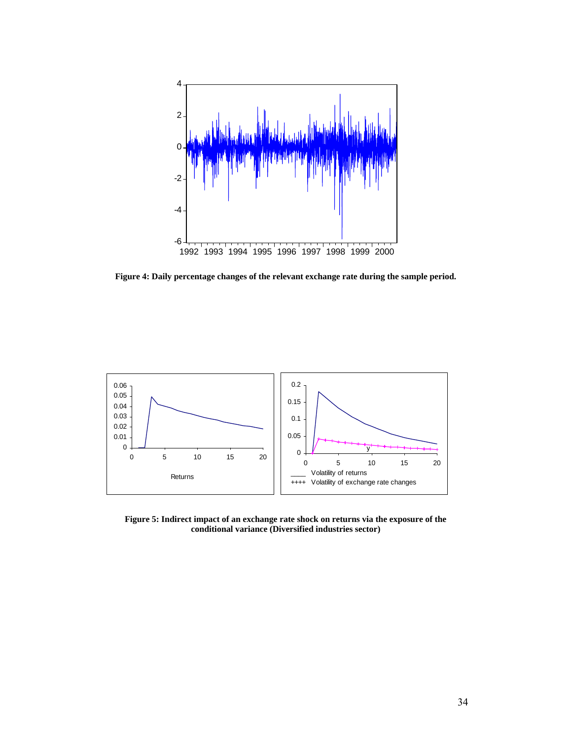4

2

0

-2

-4

-6

1992 1993 1994 1995 1996 1997 1998 1999 2000

**Figure 4: Daily percentage changes of the relevant exchange rate during the sample period.**

0.06
0.05
0.04
0.03
0.02
0.01
0

0 5 10 15 20

Returns

0.2
0.15
0.1
0.05
0

0 5 10 15 20

y

Volatility of returns

++++ Volatility of exchange rate changes

**Figure 5: Indirect impact of an exchange rate shock on returns via the exposure of the conditional variance (Diversified industries sector)**